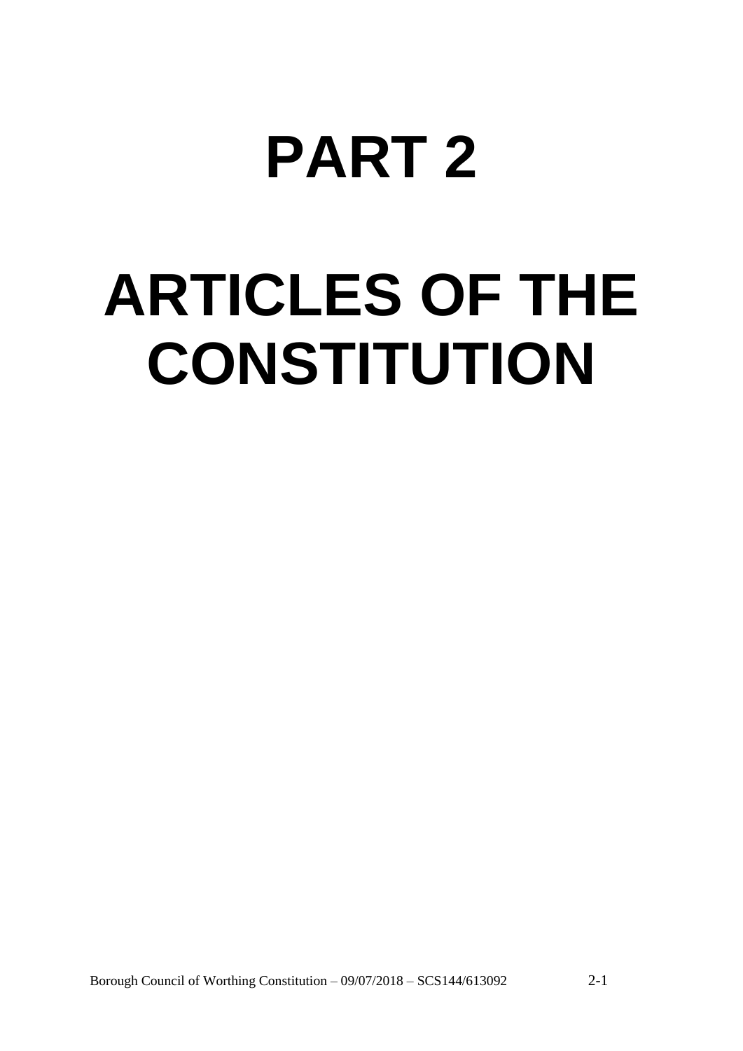# PART 2

# ARTICLES OF THE CONSTITUTION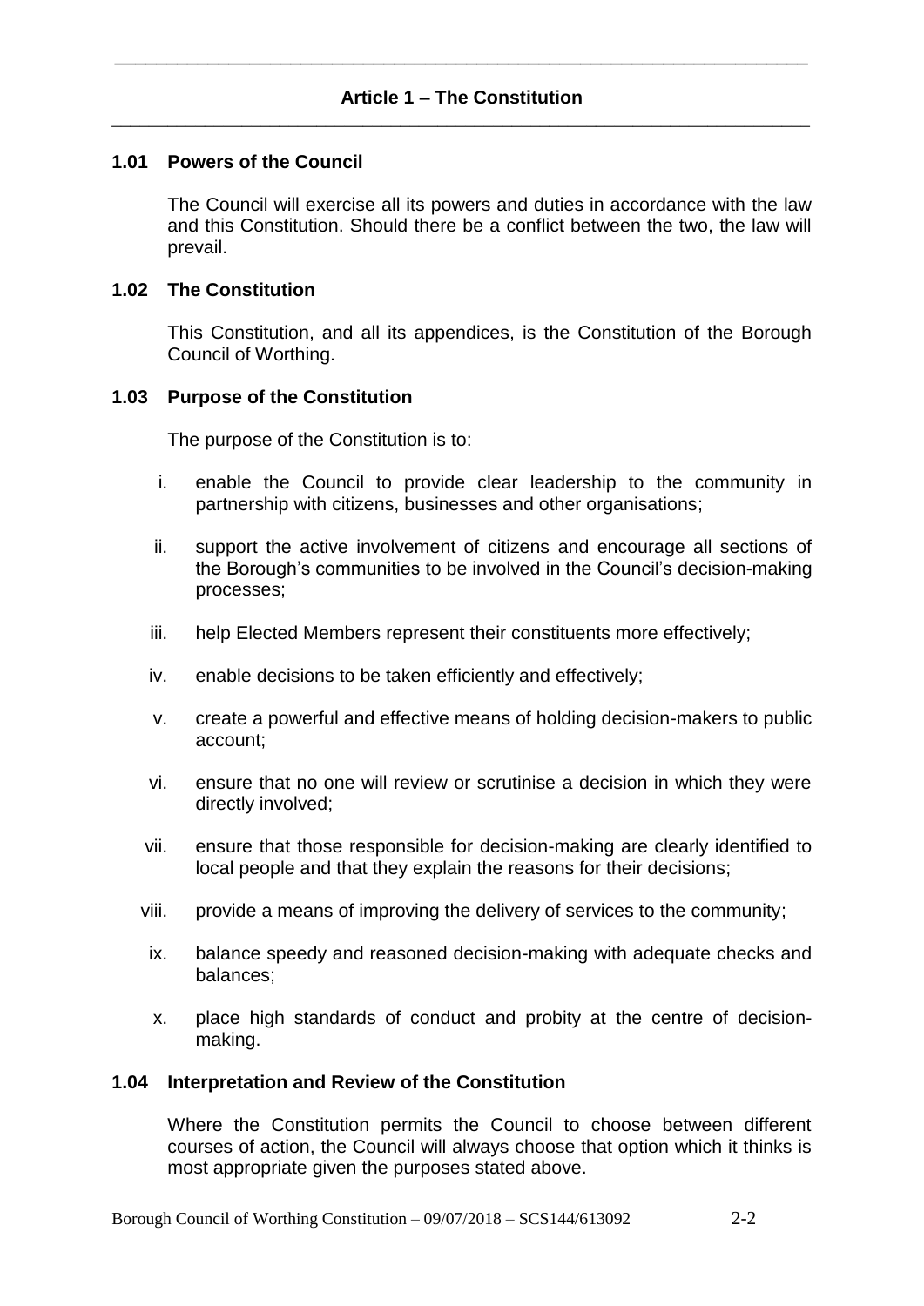## Article 1 – The Constitution

### 1.01 Powers of the Council

The Council will exercise all its powers and duties in accordance with the law and this Constitution. Should there be a conflict between the two, the law will prevail.

### 1.02 The Constitution

This Constitution, and all its appendices, is the Constitution of the Borough Council of Worthing.

### 1.03 Purpose of the Constitution

The purpose of the Constitution is to:

i. enable the Council to provide clear leadership to the community in partnership with citizens, businesses and other organisations;

ii. support the active involvement of citizens and encourage all sections of the Borough's communities to be involved in the Council's decision-making processes;

iii. help Elected Members represent their constituents more effectively;

iv. enable decisions to be taken efficiently and effectively;

v. create a powerful and effective means of holding decision-makers to public account;

vi. ensure that no one will review or scrutinise a decision in which they were directly involved;

vii. ensure that those responsible for decision-making are clearly identified to local people and that they explain the reasons for their decisions;

viii. provide a means of improving the delivery of services to the community;

ix. balance speedy and reasoned decision-making with adequate checks and balances;

x. place high standards of conduct and probity at the centre of decision-making.

### 1.04 Interpretation and Review of the Constitution

Where the Constitution permits the Council to choose between different courses of action, the Council will always choose that option which it thinks is most appropriate given the purposes stated above.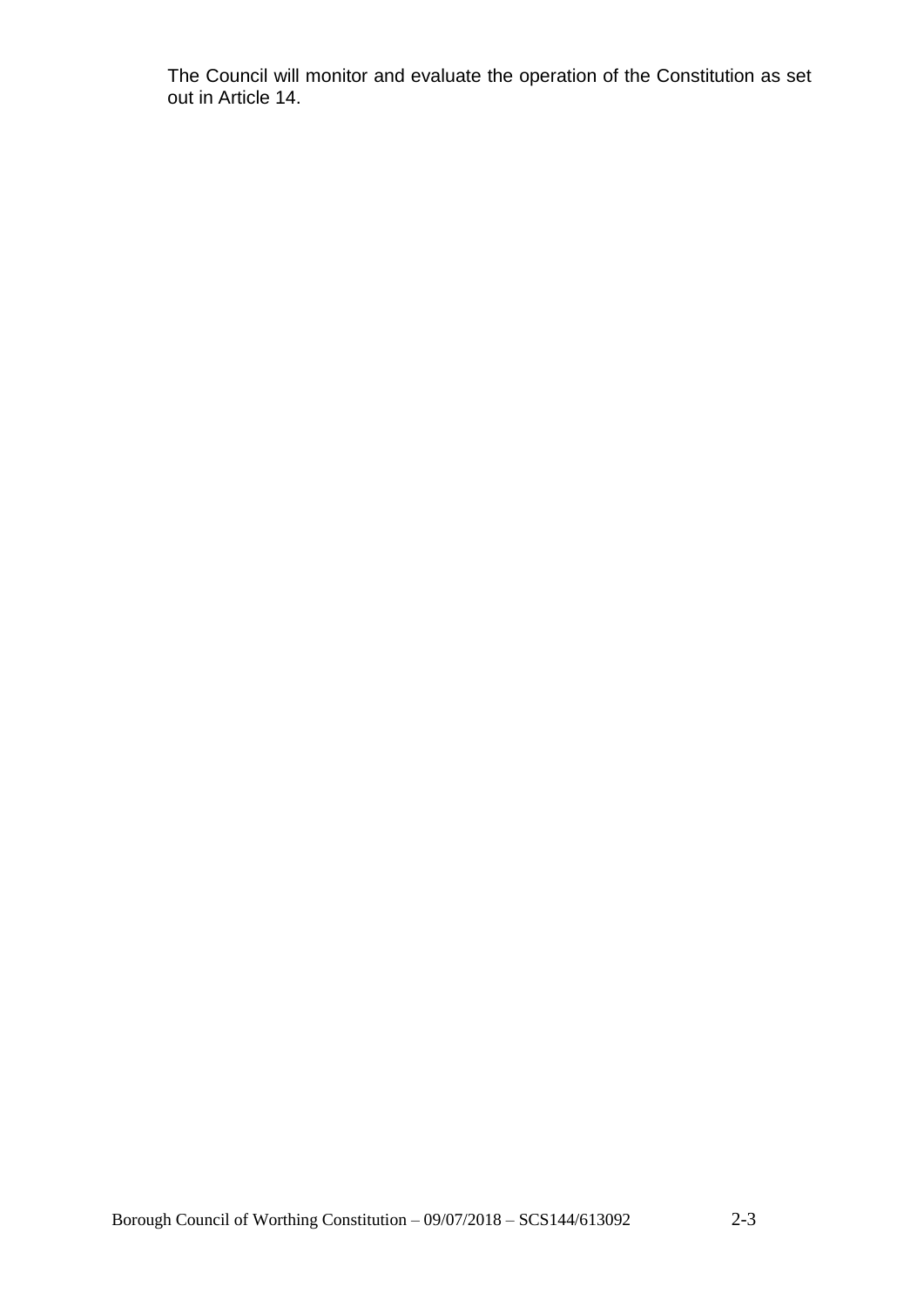The Council will monitor and evaluate the operation of the Constitution as set out in Article 14.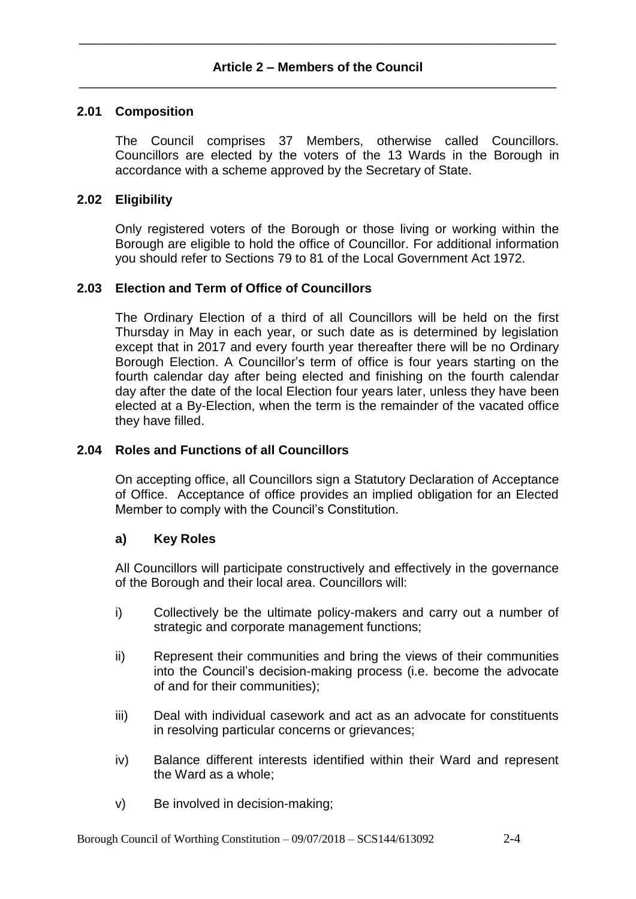## Article 2 – Members of the Council

### 2.01 Composition

The Council comprises 37 Members, otherwise called Councillors. Councillors are elected by the voters of the 13 Wards in the Borough in accordance with a scheme approved by the Secretary of State.

### 2.02 Eligibility

Only registered voters of the Borough or those living or working within the Borough are eligible to hold the office of Councillor. For additional information you should refer to Sections 79 to 81 of the Local Government Act 1972.

### 2.03 Election and Term of Office of Councillors

The Ordinary Election of a third of all Councillors will be held on the first Thursday in May in each year, or such date as is determined by legislation except that in 2017 and every fourth year thereafter there will be no Ordinary Borough Election. A Councillor's term of office is four years starting on the fourth calendar day after being elected and finishing on the fourth calendar day after the date of the local Election four years later, unless they have been elected at a By-Election, when the term is the remainder of the vacated office they have filled.

### 2.04 Roles and Functions of all Councillors

On accepting office, all Councillors sign a Statutory Declaration of Acceptance of Office. Acceptance of office provides an implied obligation for an Elected Member to comply with the Council's Constitution.

#### a) Key Roles

All Councillors will participate constructively and effectively in the governance of the Borough and their local area. Councillors will:

i) Collectively be the ultimate policy-makers and carry out a number of strategic and corporate management functions;

ii) Represent their communities and bring the views of their communities into the Council's decision-making process (i.e. become the advocate of and for their communities);

iii) Deal with individual casework and act as an advocate for constituents in resolving particular concerns or grievances;

iv) Balance different interests identified within their Ward and represent the Ward as a whole;

v) Be involved in decision-making;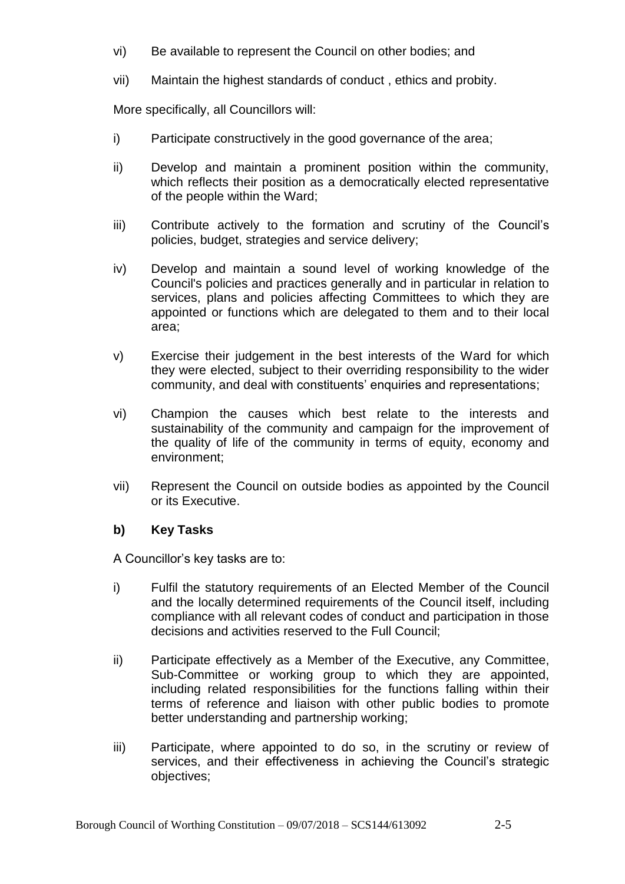vi) Be available to represent the Council on other bodies; and

vii) Maintain the highest standards of conduct , ethics and probity.

More specifically, all Councillors will:

i) Participate constructively in the good governance of the area;

ii) Develop and maintain a prominent position within the community, which reflects their position as a democratically elected representative of the people within the Ward;

iii) Contribute actively to the formation and scrutiny of the Council's policies, budget, strategies and service delivery;

iv) Develop and maintain a sound level of working knowledge of the Council's policies and practices generally and in particular in relation to services, plans and policies affecting Committees to which they are appointed or functions which are delegated to them and to their local area;

v) Exercise their judgement in the best interests of the Ward for which they were elected, subject to their overriding responsibility to the wider community, and deal with constituents' enquiries and representations;

vi) Champion the causes which best relate to the interests and sustainability of the community and campaign for the improvement of the quality of life of the community in terms of equity, economy and environment;

vii) Represent the Council on outside bodies as appointed by the Council or its Executive.

**b) Key Tasks**

A Councillor's key tasks are to:

i) Fulfil the statutory requirements of an Elected Member of the Council and the locally determined requirements of the Council itself, including compliance with all relevant codes of conduct and participation in those decisions and activities reserved to the Full Council;

ii) Participate effectively as a Member of the Executive, any Committee, Sub-Committee or working group to which they are appointed, including related responsibilities for the functions falling within their terms of reference and liaison with other public bodies to promote better understanding and partnership working;

iii) Participate, where appointed to do so, in the scrutiny or review of services, and their effectiveness in achieving the Council's strategic objectives;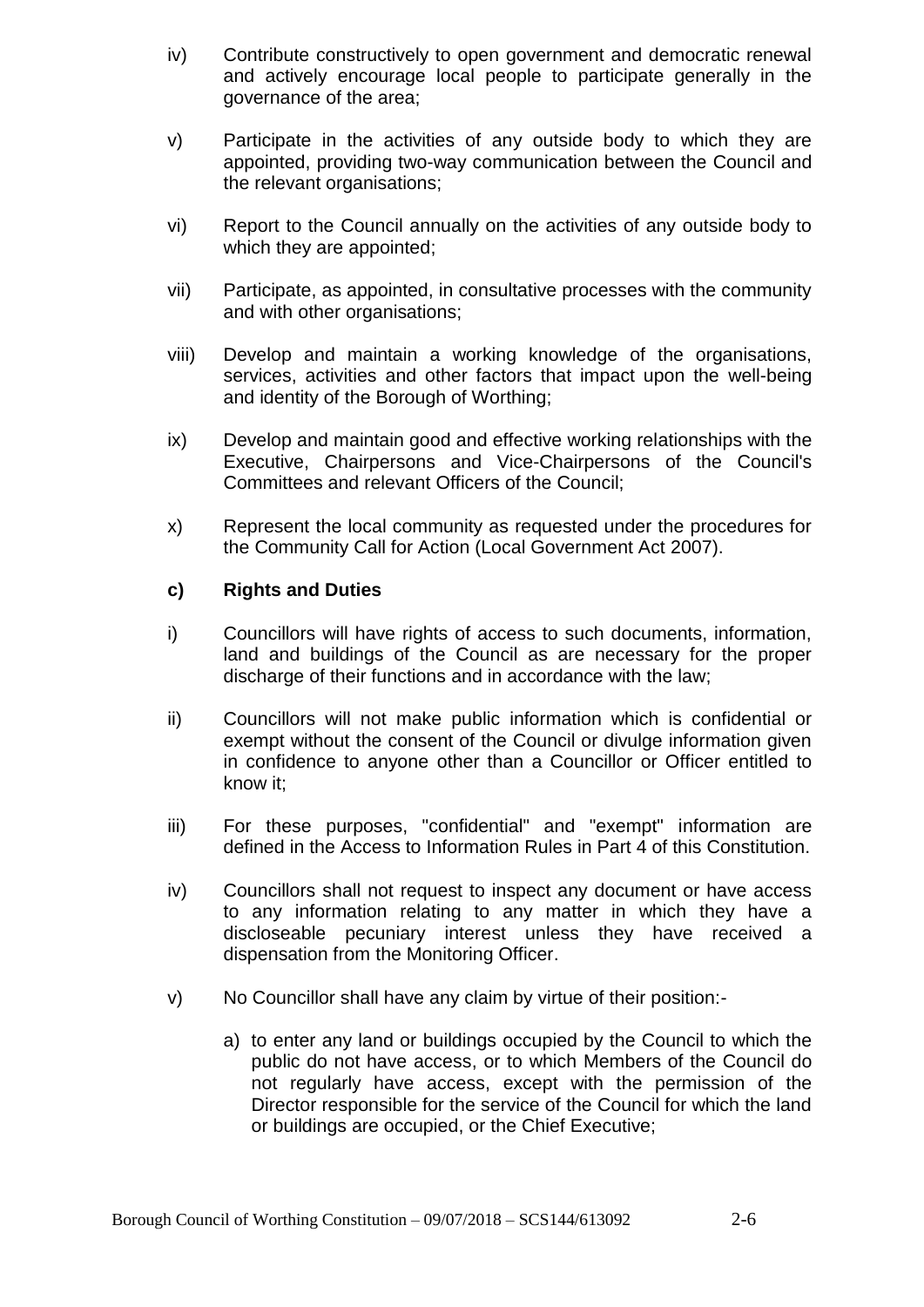iv) Contribute constructively to open government and democratic renewal and actively encourage local people to participate generally in the governance of the area;

v) Participate in the activities of any outside body to which they are appointed, providing two-way communication between the Council and the relevant organisations;

vi) Report to the Council annually on the activities of any outside body to which they are appointed;

vii) Participate, as appointed, in consultative processes with the community and with other organisations;

viii) Develop and maintain a working knowledge of the organisations, services, activities and other factors that impact upon the well-being and identity of the Borough of Worthing;

ix) Develop and maintain good and effective working relationships with the Executive, Chairpersons and Vice-Chairpersons of the Council's Committees and relevant Officers of the Council;

x) Represent the local community as requested under the procedures for the Community Call for Action (Local Government Act 2007).

**c) Rights and Duties**

i) Councillors will have rights of access to such documents, information, land and buildings of the Council as are necessary for the proper discharge of their functions and in accordance with the law;

ii) Councillors will not make public information which is confidential or exempt without the consent of the Council or divulge information given in confidence to anyone other than a Councillor or Officer entitled to know it;

iii) For these purposes, "confidential" and "exempt" information are defined in the Access to Information Rules in Part 4 of this Constitution.

iv) Councillors shall not request to inspect any document or have access to any information relating to any matter in which they have a discloseable pecuniary interest unless they have received a dispensation from the Monitoring Officer.

v) No Councillor shall have any claim by virtue of their position:-

a) to enter any land or buildings occupied by the Council to which the public do not have access, or to which Members of the Council do not regularly have access, except with the permission of the Director responsible for the service of the Council for which the land or buildings are occupied, or the Chief Executive;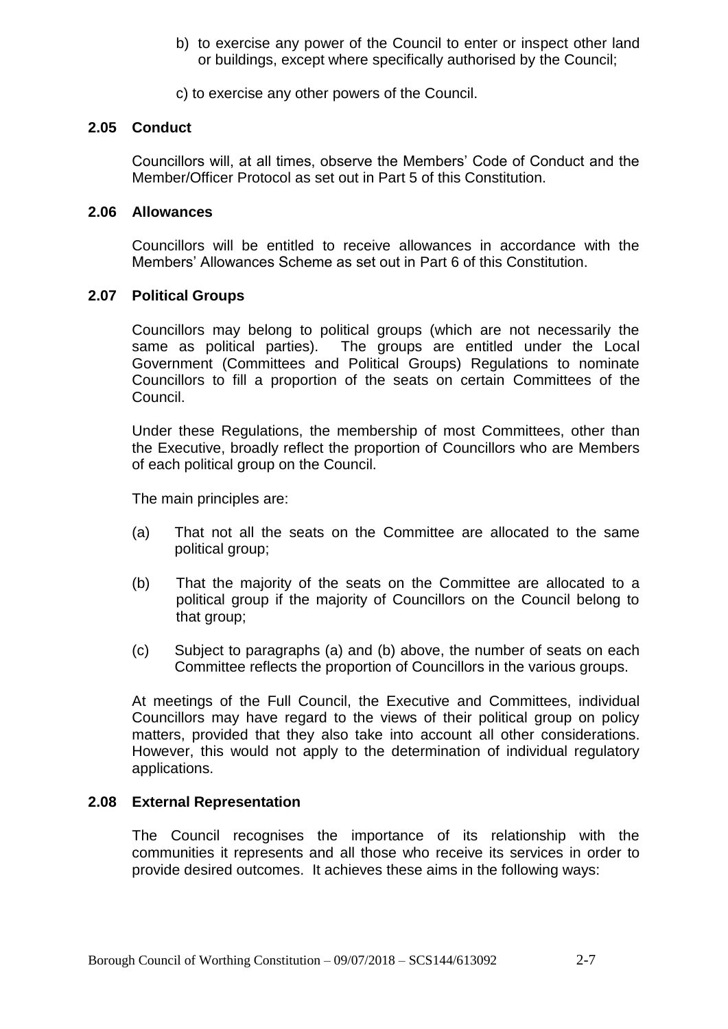b) to exercise any power of the Council to enter or inspect other land or buildings, except where specifically authorised by the Council;

c) to exercise any other powers of the Council.

### 2.05 Conduct

Councillors will, at all times, observe the Members' Code of Conduct and the Member/Officer Protocol as set out in Part 5 of this Constitution.

### 2.06 Allowances

Councillors will be entitled to receive allowances in accordance with the Members' Allowances Scheme as set out in Part 6 of this Constitution.

### 2.07 Political Groups

Councillors may belong to political groups (which are not necessarily the same as political parties). The groups are entitled under the Local Government (Committees and Political Groups) Regulations to nominate Councillors to fill a proportion of the seats on certain Committees of the Council.

Under these Regulations, the membership of most Committees, other than the Executive, broadly reflect the proportion of Councillors who are Members of each political group on the Council.

The main principles are:

(a) That not all the seats on the Committee are allocated to the same political group;

(b) That the majority of the seats on the Committee are allocated to a political group if the majority of Councillors on the Council belong to that group;

(c) Subject to paragraphs (a) and (b) above, the number of seats on each Committee reflects the proportion of Councillors in the various groups.

At meetings of the Full Council, the Executive and Committees, individual Councillors may have regard to the views of their political group on policy matters, provided that they also take into account all other considerations. However, this would not apply to the determination of individual regulatory applications.

### 2.08 External Representation

The Council recognises the importance of its relationship with the communities it represents and all those who receive its services in order to provide desired outcomes. It achieves these aims in the following ways: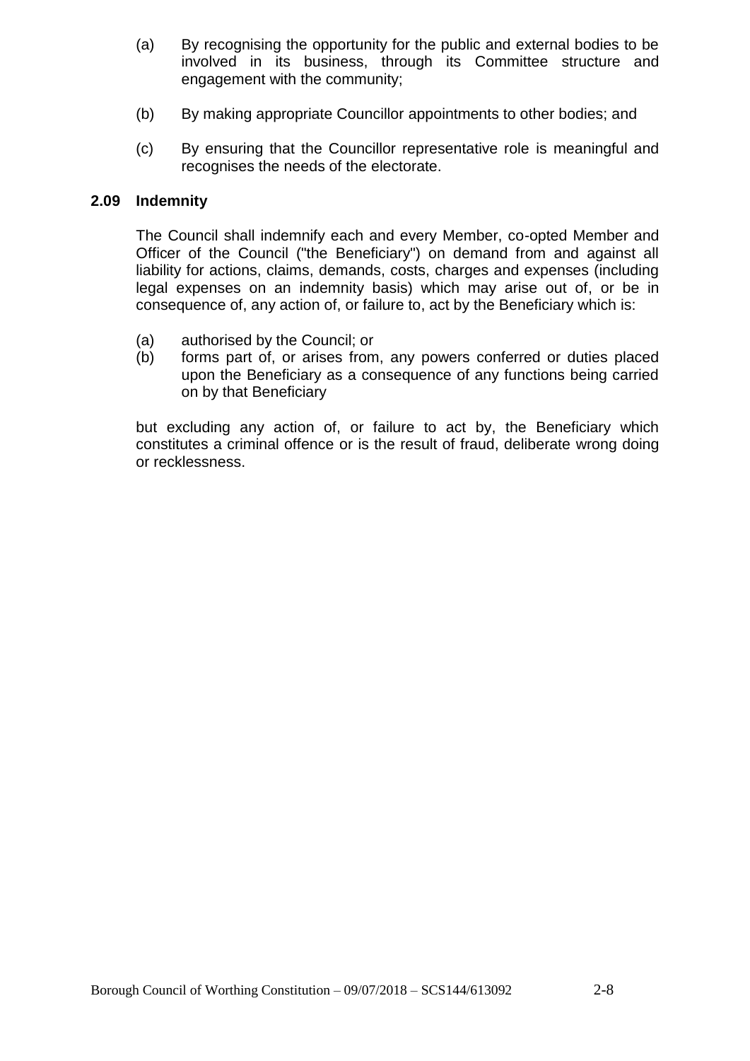(a) By recognising the opportunity for the public and external bodies to be involved in its business, through its Committee structure and engagement with the community;

(b) By making appropriate Councillor appointments to other bodies; and

(c) By ensuring that the Councillor representative role is meaningful and recognises the needs of the electorate.

### 2.09 Indemnity

The Council shall indemnify each and every Member, co-opted Member and Officer of the Council ("the Beneficiary") on demand from and against all liability for actions, claims, demands, costs, charges and expenses (including legal expenses on an indemnity basis) which may arise out of, or be in consequence of, any action of, or failure to, act by the Beneficiary which is:

(a) authorised by the Council; or
(b) forms part of, or arises from, any powers conferred or duties placed upon the Beneficiary as a consequence of any functions being carried on by that Beneficiary

but excluding any action of, or failure to act by, the Beneficiary which constitutes a criminal offence or is the result of fraud, deliberate wrong doing or recklessness.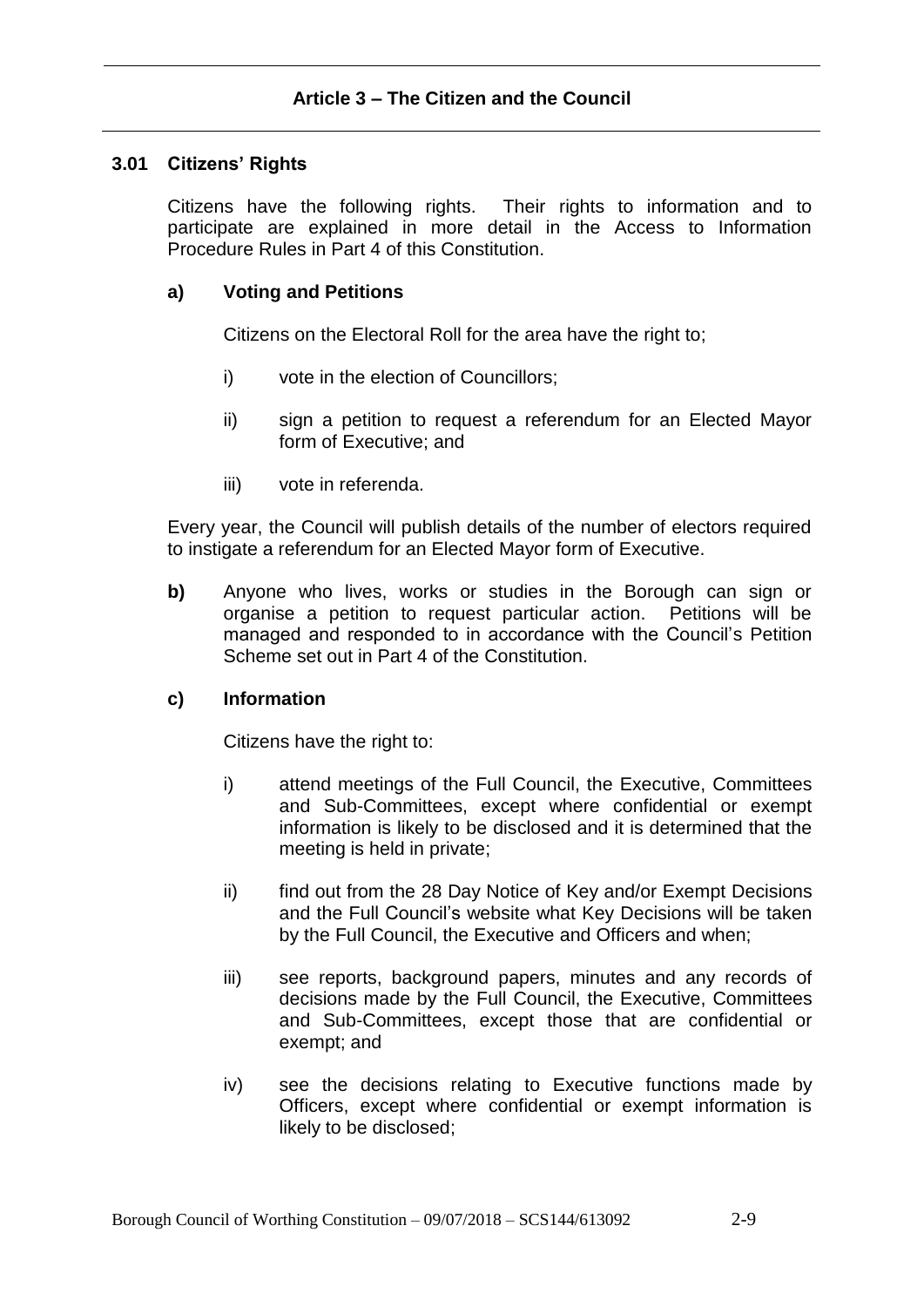## Article 3 – The Citizen and the Council

### 3.01 Citizens' Rights

Citizens have the following rights. Their rights to information and to participate are explained in more detail in the Access to Information Procedure Rules in Part 4 of this Constitution.

**a) Voting and Petitions**

Citizens on the Electoral Roll for the area have the right to;

i) vote in the election of Councillors;

ii) sign a petition to request a referendum for an Elected Mayor form of Executive; and

iii) vote in referenda.

Every year, the Council will publish details of the number of electors required to instigate a referendum for an Elected Mayor form of Executive.

**b)** Anyone who lives, works or studies in the Borough can sign or organise a petition to request particular action. Petitions will be managed and responded to in accordance with the Council's Petition Scheme set out in Part 4 of the Constitution.

**c) Information**

Citizens have the right to:

i) attend meetings of the Full Council, the Executive, Committees and Sub-Committees, except where confidential or exempt information is likely to be disclosed and it is determined that the meeting is held in private;

ii) find out from the 28 Day Notice of Key and/or Exempt Decisions and the Full Council's website what Key Decisions will be taken by the Full Council, the Executive and Officers and when;

iii) see reports, background papers, minutes and any records of decisions made by the Full Council, the Executive, Committees and Sub-Committees, except those that are confidential or exempt; and

iv) see the decisions relating to Executive functions made by Officers, except where confidential or exempt information is likely to be disclosed;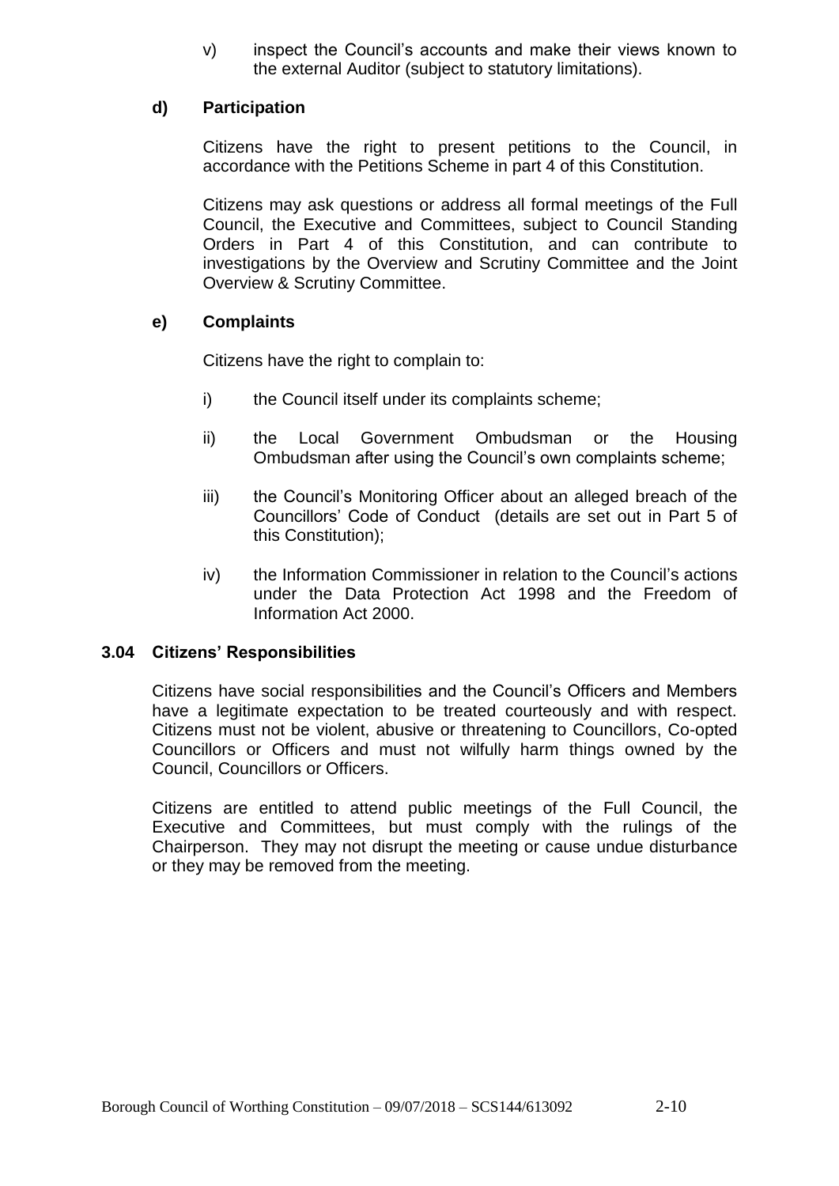v) inspect the Council's accounts and make their views known to the external Auditor (subject to statutory limitations).

**d) Participation**

Citizens have the right to present petitions to the Council, in accordance with the Petitions Scheme in part 4 of this Constitution.

Citizens may ask questions or address all formal meetings of the Full Council, the Executive and Committees, subject to Council Standing Orders in Part 4 of this Constitution, and can contribute to investigations by the Overview and Scrutiny Committee and the Joint Overview & Scrutiny Committee.

**e) Complaints**

Citizens have the right to complain to:

i) the Council itself under its complaints scheme;

ii) the Local Government Ombudsman or the Housing Ombudsman after using the Council's own complaints scheme;

iii) the Council's Monitoring Officer about an alleged breach of the Councillors' Code of Conduct (details are set out in Part 5 of this Constitution);

iv) the Information Commissioner in relation to the Council's actions under the Data Protection Act 1998 and the Freedom of Information Act 2000.

### 3.04 Citizens' Responsibilities

Citizens have social responsibilities and the Council's Officers and Members have a legitimate expectation to be treated courteously and with respect. Citizens must not be violent, abusive or threatening to Councillors, Co-opted Councillors or Officers and must not wilfully harm things owned by the Council, Councillors or Officers.

Citizens are entitled to attend public meetings of the Full Council, the Executive and Committees, but must comply with the rulings of the Chairperson. They may not disrupt the meeting or cause undue disturbance or they may be removed from the meeting.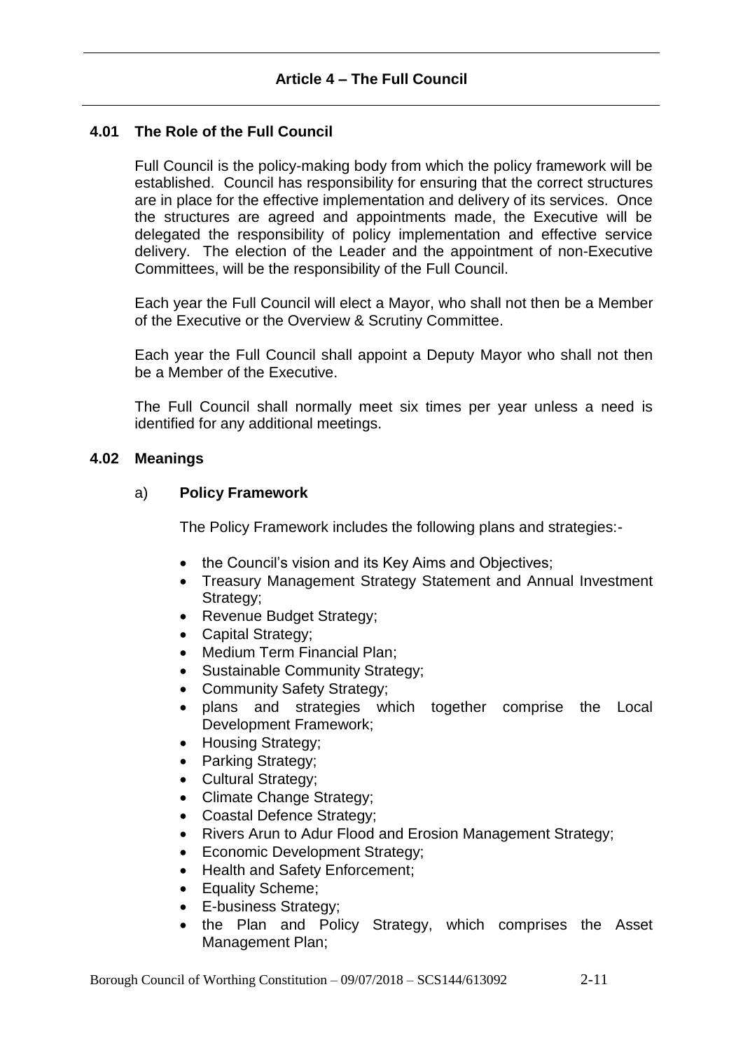## Article 4 – The Full Council

### 4.01 The Role of the Full Council

Full Council is the policy-making body from which the policy framework will be established. Council has responsibility for ensuring that the correct structures are in place for the effective implementation and delivery of its services. Once the structures are agreed and appointments made, the Executive will be delegated the responsibility of policy implementation and effective service delivery. The election of the Leader and the appointment of non-Executive Committees, will be the responsibility of the Full Council.

Each year the Full Council will elect a Mayor, who shall not then be a Member of the Executive or the Overview & Scrutiny Committee.

Each year the Full Council shall appoint a Deputy Mayor who shall not then be a Member of the Executive.

The Full Council shall normally meet six times per year unless a need is identified for any additional meetings.

### 4.02 Meanings

a) **Policy Framework**

The Policy Framework includes the following plans and strategies:-

- the Council's vision and its Key Aims and Objectives;
- Treasury Management Strategy Statement and Annual Investment Strategy;
- Revenue Budget Strategy;
- Capital Strategy;
- Medium Term Financial Plan;
- Sustainable Community Strategy;
- Community Safety Strategy;
- plans and strategies which together comprise the Local Development Framework;
- Housing Strategy;
- Parking Strategy;
- Cultural Strategy;
- Climate Change Strategy;
- Coastal Defence Strategy;
- Rivers Arun to Adur Flood and Erosion Management Strategy;
- Economic Development Strategy;
- Health and Safety Enforcement;
- Equality Scheme;
- E-business Strategy;
- the Plan and Policy Strategy, which comprises the Asset Management Plan;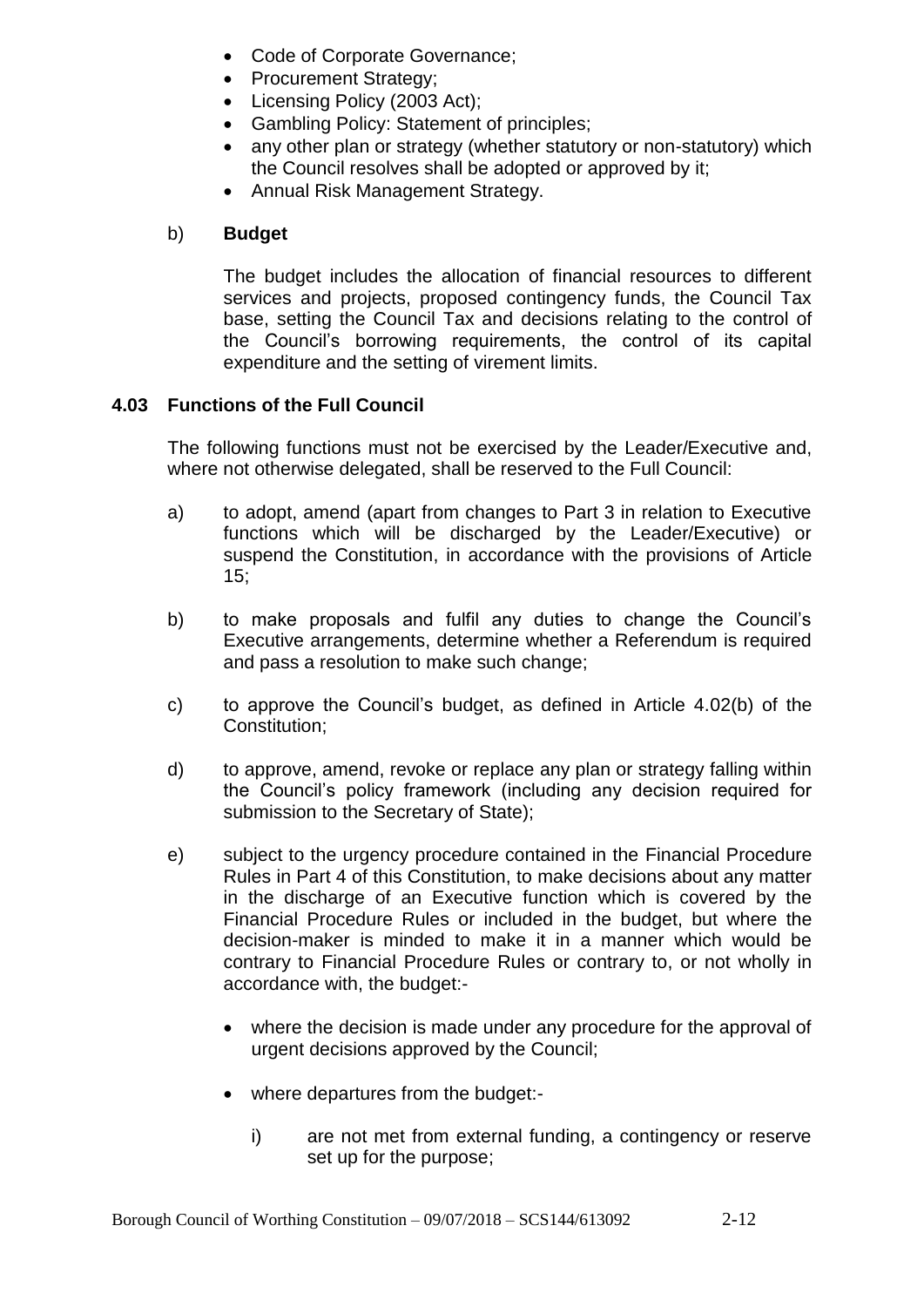- Code of Corporate Governance;
- Procurement Strategy;
- Licensing Policy (2003 Act);
- Gambling Policy: Statement of principles;
- any other plan or strategy (whether statutory or non-statutory) which the Council resolves shall be adopted or approved by it;
- Annual Risk Management Strategy.

b) **Budget**

The budget includes the allocation of financial resources to different services and projects, proposed contingency funds, the Council Tax base, setting the Council Tax and decisions relating to the control of the Council's borrowing requirements, the control of its capital expenditure and the setting of virement limits.

### 4.03 Functions of the Full Council

The following functions must not be exercised by the Leader/Executive and, where not otherwise delegated, shall be reserved to the Full Council:

a) to adopt, amend (apart from changes to Part 3 in relation to Executive functions which will be discharged by the Leader/Executive) or suspend the Constitution, in accordance with the provisions of Article 15;

b) to make proposals and fulfil any duties to change the Council's Executive arrangements, determine whether a Referendum is required and pass a resolution to make such change;

c) to approve the Council's budget, as defined in Article 4.02(b) of the Constitution;

d) to approve, amend, revoke or replace any plan or strategy falling within the Council's policy framework (including any decision required for submission to the Secretary of State);

e) subject to the urgency procedure contained in the Financial Procedure Rules in Part 4 of this Constitution, to make decisions about any matter in the discharge of an Executive function which is covered by the Financial Procedure Rules or included in the budget, but where the decision-maker is minded to make it in a manner which would be contrary to Financial Procedure Rules or contrary to, or not wholly in accordance with, the budget:-

- where the decision is made under any procedure for the approval of urgent decisions approved by the Council;
- where departures from the budget:-
  - i) are not met from external funding, a contingency or reserve set up for the purpose;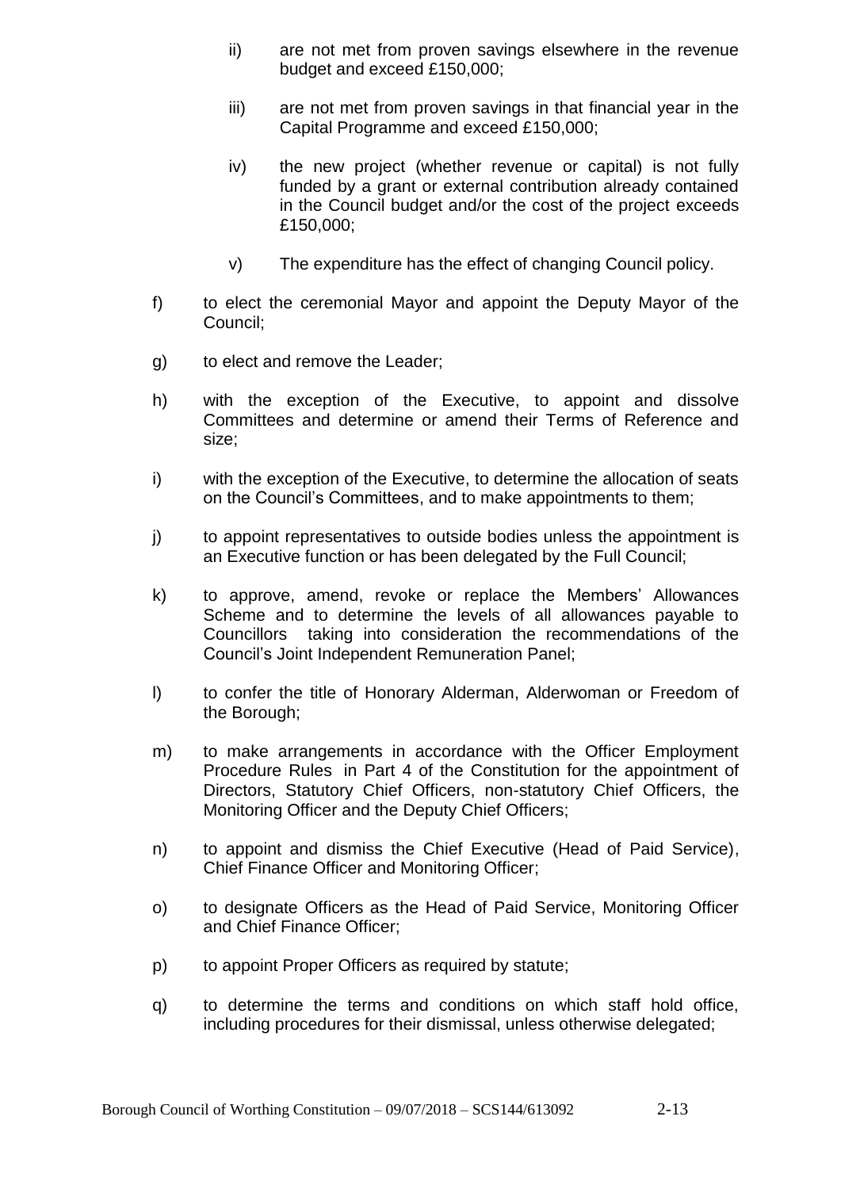ii) are not met from proven savings elsewhere in the revenue budget and exceed £150,000;

iii) are not met from proven savings in that financial year in the Capital Programme and exceed £150,000;

iv) the new project (whether revenue or capital) is not fully funded by a grant or external contribution already contained in the Council budget and/or the cost of the project exceeds £150,000;

v) The expenditure has the effect of changing Council policy.

f) to elect the ceremonial Mayor and appoint the Deputy Mayor of the Council;

g) to elect and remove the Leader;

h) with the exception of the Executive, to appoint and dissolve Committees and determine or amend their Terms of Reference and size;

i) with the exception of the Executive, to determine the allocation of seats on the Council's Committees, and to make appointments to them;

j) to appoint representatives to outside bodies unless the appointment is an Executive function or has been delegated by the Full Council;

k) to approve, amend, revoke or replace the Members' Allowances Scheme and to determine the levels of all allowances payable to Councillors taking into consideration the recommendations of the Council's Joint Independent Remuneration Panel;

l) to confer the title of Honorary Alderman, Alderwoman or Freedom of the Borough;

m) to make arrangements in accordance with the Officer Employment Procedure Rules in Part 4 of the Constitution for the appointment of Directors, Statutory Chief Officers, non-statutory Chief Officers, the Monitoring Officer and the Deputy Chief Officers;

n) to appoint and dismiss the Chief Executive (Head of Paid Service), Chief Finance Officer and Monitoring Officer;

o) to designate Officers as the Head of Paid Service, Monitoring Officer and Chief Finance Officer;

p) to appoint Proper Officers as required by statute;

q) to determine the terms and conditions on which staff hold office, including procedures for their dismissal, unless otherwise delegated;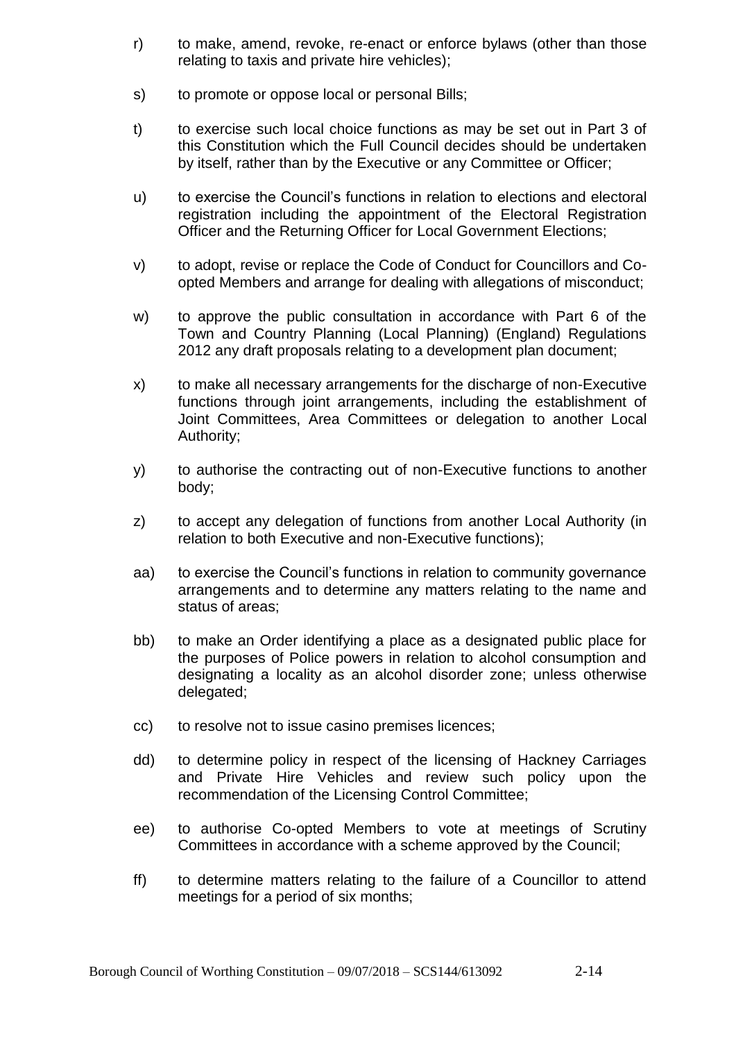r) to make, amend, revoke, re-enact or enforce bylaws (other than those relating to taxis and private hire vehicles);

s) to promote or oppose local or personal Bills;

t) to exercise such local choice functions as may be set out in Part 3 of this Constitution which the Full Council decides should be undertaken by itself, rather than by the Executive or any Committee or Officer;

u) to exercise the Council's functions in relation to elections and electoral registration including the appointment of the Electoral Registration Officer and the Returning Officer for Local Government Elections;

v) to adopt, revise or replace the Code of Conduct for Councillors and Co-opted Members and arrange for dealing with allegations of misconduct;

w) to approve the public consultation in accordance with Part 6 of the Town and Country Planning (Local Planning) (England) Regulations 2012 any draft proposals relating to a development plan document;

x) to make all necessary arrangements for the discharge of non-Executive functions through joint arrangements, including the establishment of Joint Committees, Area Committees or delegation to another Local Authority;

y) to authorise the contracting out of non-Executive functions to another body;

z) to accept any delegation of functions from another Local Authority (in relation to both Executive and non-Executive functions);

aa) to exercise the Council's functions in relation to community governance arrangements and to determine any matters relating to the name and status of areas;

bb) to make an Order identifying a place as a designated public place for the purposes of Police powers in relation to alcohol consumption and designating a locality as an alcohol disorder zone; unless otherwise delegated;

cc) to resolve not to issue casino premises licences;

dd) to determine policy in respect of the licensing of Hackney Carriages and Private Hire Vehicles and review such policy upon the recommendation of the Licensing Control Committee;

ee) to authorise Co-opted Members to vote at meetings of Scrutiny Committees in accordance with a scheme approved by the Council;

ff) to determine matters relating to the failure of a Councillor to attend meetings for a period of six months;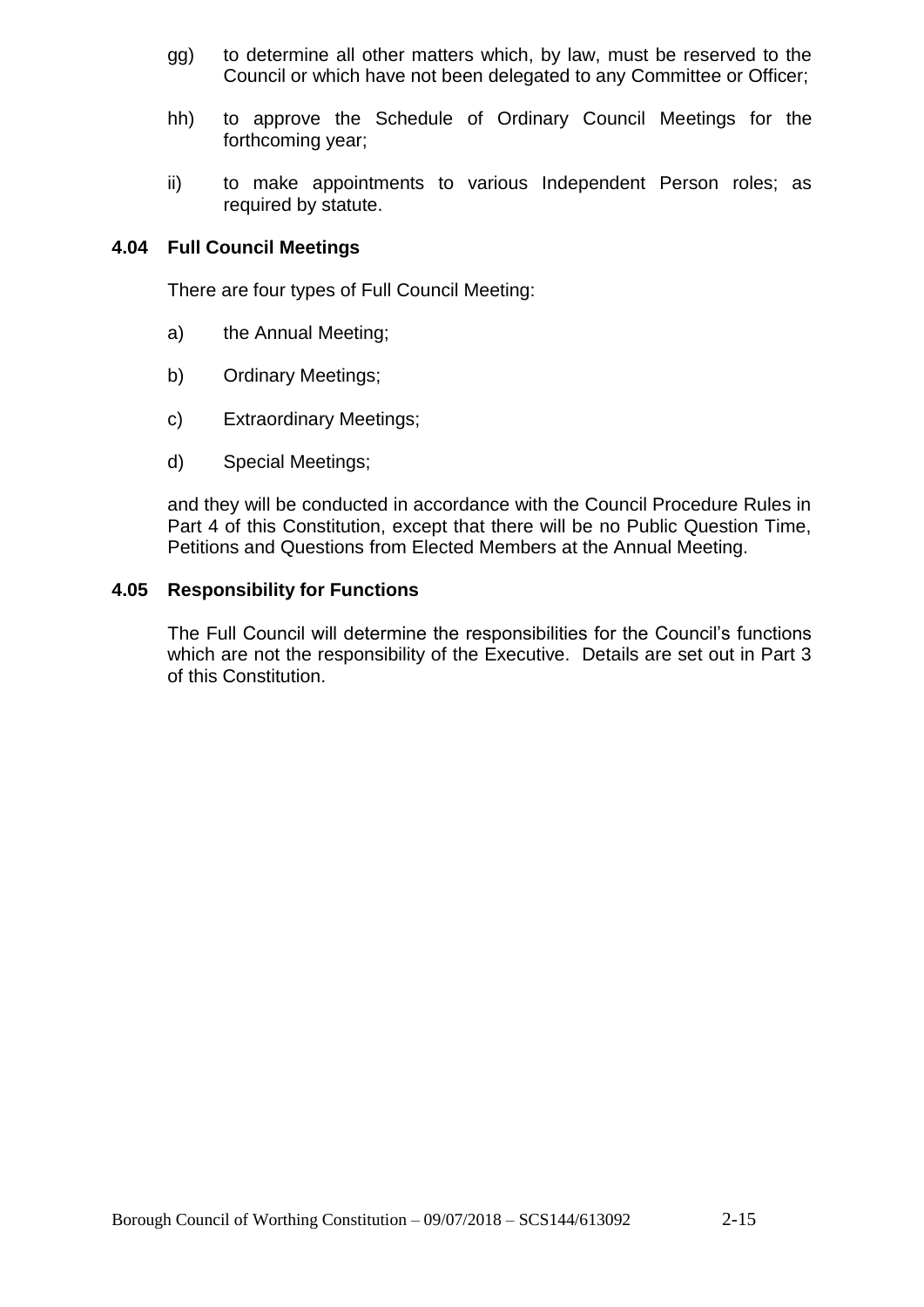gg) to determine all other matters which, by law, must be reserved to the Council or which have not been delegated to any Committee or Officer;

hh) to approve the Schedule of Ordinary Council Meetings for the forthcoming year;

ii) to make appointments to various Independent Person roles; as required by statute.

### 4.04 Full Council Meetings

There are four types of Full Council Meeting:

a) the Annual Meeting;

b) Ordinary Meetings;

c) Extraordinary Meetings;

d) Special Meetings;

and they will be conducted in accordance with the Council Procedure Rules in Part 4 of this Constitution, except that there will be no Public Question Time, Petitions and Questions from Elected Members at the Annual Meeting.

### 4.05 Responsibility for Functions

The Full Council will determine the responsibilities for the Council's functions which are not the responsibility of the Executive. Details are set out in Part 3 of this Constitution.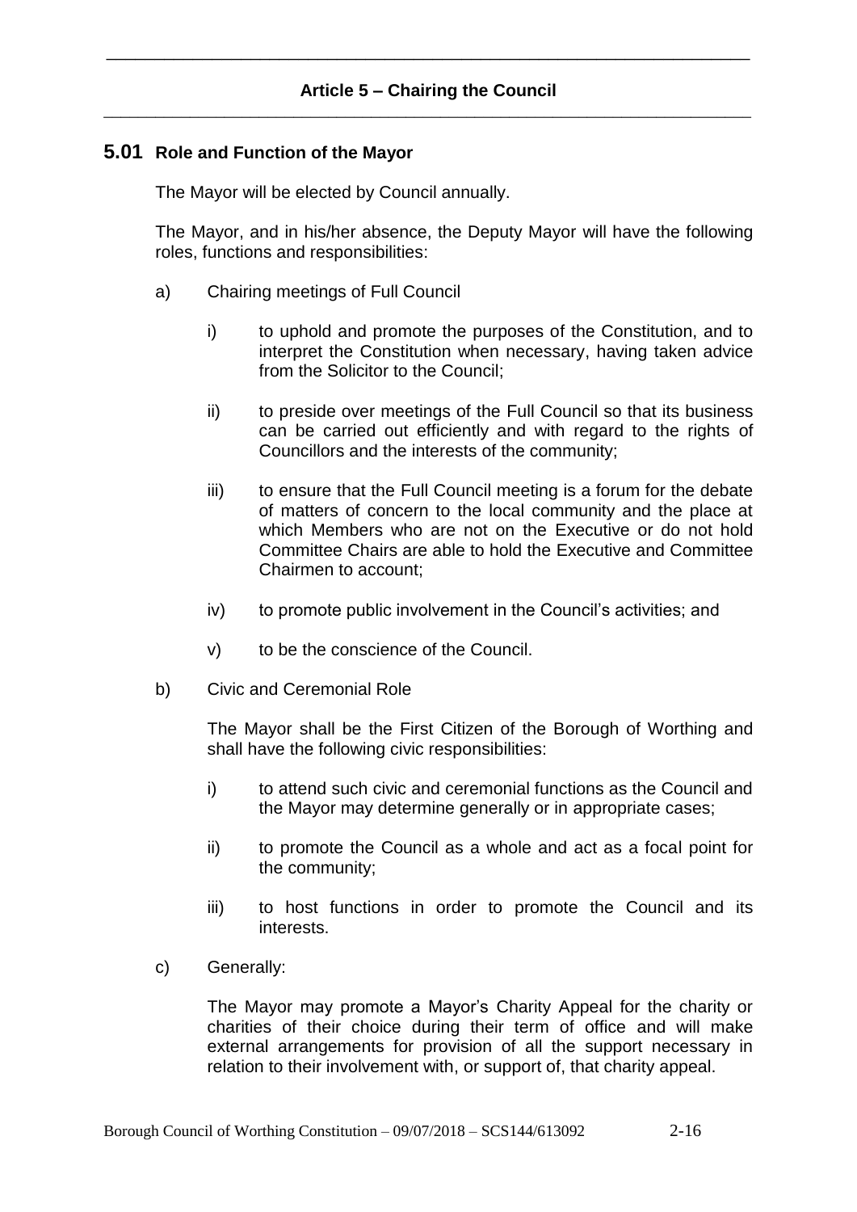## Article 5 – Chairing the Council

### 5.01 Role and Function of the Mayor

The Mayor will be elected by Council annually.

The Mayor, and in his/her absence, the Deputy Mayor will have the following roles, functions and responsibilities:

a) Chairing meetings of Full Council

   i) to uphold and promote the purposes of the Constitution, and to interpret the Constitution when necessary, having taken advice from the Solicitor to the Council;

   ii) to preside over meetings of the Full Council so that its business can be carried out efficiently and with regard to the rights of Councillors and the interests of the community;

   iii) to ensure that the Full Council meeting is a forum for the debate of matters of concern to the local community and the place at which Members who are not on the Executive or do not hold Committee Chairs are able to hold the Executive and Committee Chairmen to account;

   iv) to promote public involvement in the Council's activities; and

   v) to be the conscience of the Council.

b) Civic and Ceremonial Role

   The Mayor shall be the First Citizen of the Borough of Worthing and shall have the following civic responsibilities:

   i) to attend such civic and ceremonial functions as the Council and the Mayor may determine generally or in appropriate cases;

   ii) to promote the Council as a whole and act as a focal point for the community;

   iii) to host functions in order to promote the Council and its interests.

c) Generally:

   The Mayor may promote a Mayor's Charity Appeal for the charity or charities of their choice during their term of office and will make external arrangements for provision of all the support necessary in relation to their involvement with, or support of, that charity appeal.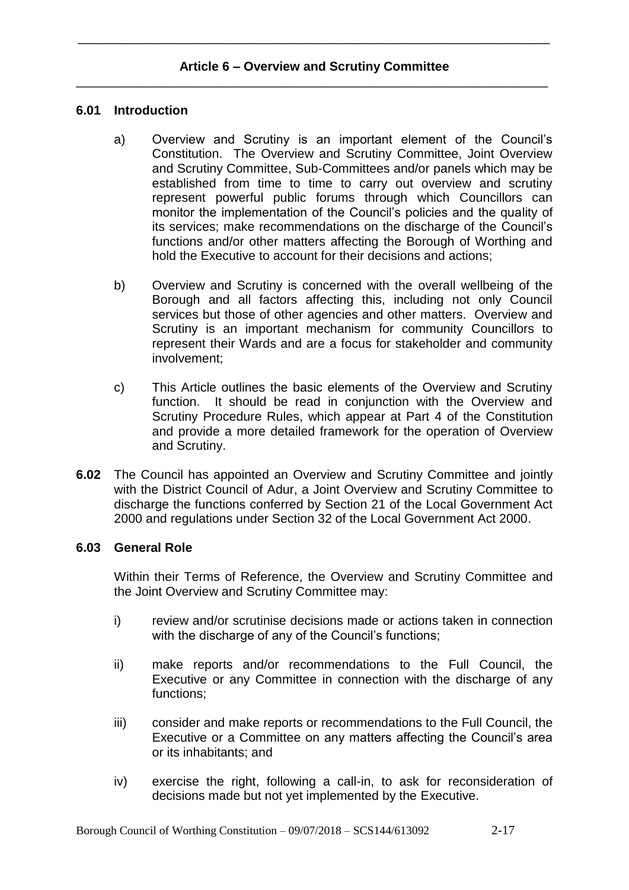## Article 6 – Overview and Scrutiny Committee

### 6.01 Introduction

a) Overview and Scrutiny is an important element of the Council's Constitution. The Overview and Scrutiny Committee, Joint Overview and Scrutiny Committee, Sub-Committees and/or panels which may be established from time to time to carry out overview and scrutiny represent powerful public forums through which Councillors can monitor the implementation of the Council's policies and the quality of its services; make recommendations on the discharge of the Council's functions and/or other matters affecting the Borough of Worthing and hold the Executive to account for their decisions and actions;

b) Overview and Scrutiny is concerned with the overall wellbeing of the Borough and all factors affecting this, including not only Council services but those of other agencies and other matters. Overview and Scrutiny is an important mechanism for community Councillors to represent their Wards and are a focus for stakeholder and community involvement;

c) This Article outlines the basic elements of the Overview and Scrutiny function. It should be read in conjunction with the Overview and Scrutiny Procedure Rules, which appear at Part 4 of the Constitution and provide a more detailed framework for the operation of Overview and Scrutiny.

**6.02** The Council has appointed an Overview and Scrutiny Committee and jointly with the District Council of Adur, a Joint Overview and Scrutiny Committee to discharge the functions conferred by Section 21 of the Local Government Act 2000 and regulations under Section 32 of the Local Government Act 2000.

### 6.03 General Role

Within their Terms of Reference, the Overview and Scrutiny Committee and the Joint Overview and Scrutiny Committee may:

i) review and/or scrutinise decisions made or actions taken in connection with the discharge of any of the Council's functions;

ii) make reports and/or recommendations to the Full Council, the Executive or any Committee in connection with the discharge of any functions;

iii) consider and make reports or recommendations to the Full Council, the Executive or a Committee on any matters affecting the Council's area or its inhabitants; and

iv) exercise the right, following a call-in, to ask for reconsideration of decisions made but not yet implemented by the Executive.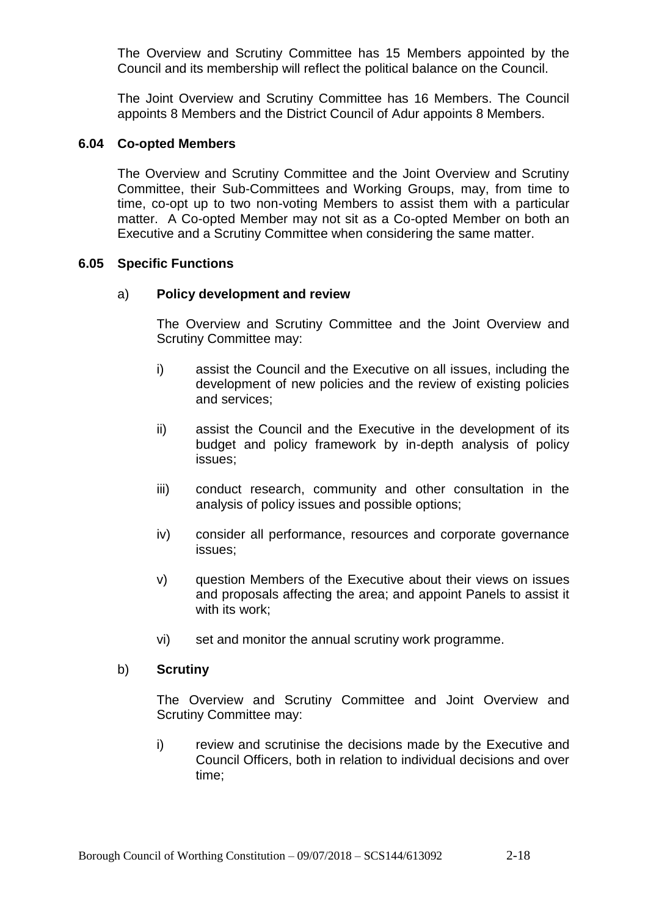The Overview and Scrutiny Committee has 15 Members appointed by the Council and its membership will reflect the political balance on the Council.

The Joint Overview and Scrutiny Committee has 16 Members. The Council appoints 8 Members and the District Council of Adur appoints 8 Members.

### 6.04 Co-opted Members

The Overview and Scrutiny Committee and the Joint Overview and Scrutiny Committee, their Sub-Committees and Working Groups, may, from time to time, co-opt up to two non-voting Members to assist them with a particular matter. A Co-opted Member may not sit as a Co-opted Member on both an Executive and a Scrutiny Committee when considering the same matter.

### 6.05 Specific Functions

a) **Policy development and review**

The Overview and Scrutiny Committee and the Joint Overview and Scrutiny Committee may:

i) assist the Council and the Executive on all issues, including the development of new policies and the review of existing policies and services;

ii) assist the Council and the Executive in the development of its budget and policy framework by in-depth analysis of policy issues;

iii) conduct research, community and other consultation in the analysis of policy issues and possible options;

iv) consider all performance, resources and corporate governance issues;

v) question Members of the Executive about their views on issues and proposals affecting the area; and appoint Panels to assist it with its work;

vi) set and monitor the annual scrutiny work programme.

b) **Scrutiny**

The Overview and Scrutiny Committee and Joint Overview and Scrutiny Committee may:

i) review and scrutinise the decisions made by the Executive and Council Officers, both in relation to individual decisions and over time;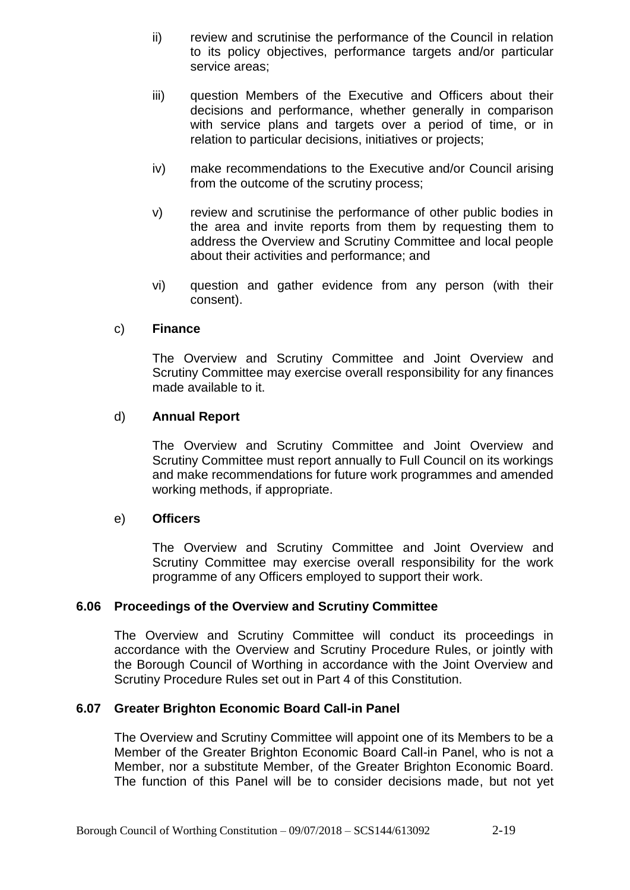ii) review and scrutinise the performance of the Council in relation to its policy objectives, performance targets and/or particular service areas;

iii) question Members of the Executive and Officers about their decisions and performance, whether generally in comparison with service plans and targets over a period of time, or in relation to particular decisions, initiatives or projects;

iv) make recommendations to the Executive and/or Council arising from the outcome of the scrutiny process;

v) review and scrutinise the performance of other public bodies in the area and invite reports from them by requesting them to address the Overview and Scrutiny Committee and local people about their activities and performance; and

vi) question and gather evidence from any person (with their consent).

c) **Finance**

The Overview and Scrutiny Committee and Joint Overview and Scrutiny Committee may exercise overall responsibility for any finances made available to it.

d) **Annual Report**

The Overview and Scrutiny Committee and Joint Overview and Scrutiny Committee must report annually to Full Council on its workings and make recommendations for future work programmes and amended working methods, if appropriate.

e) **Officers**

The Overview and Scrutiny Committee and Joint Overview and Scrutiny Committee may exercise overall responsibility for the work programme of any Officers employed to support their work.

### 6.06 Proceedings of the Overview and Scrutiny Committee

The Overview and Scrutiny Committee will conduct its proceedings in accordance with the Overview and Scrutiny Procedure Rules, or jointly with the Borough Council of Worthing in accordance with the Joint Overview and Scrutiny Procedure Rules set out in Part 4 of this Constitution.

### 6.07 Greater Brighton Economic Board Call-in Panel

The Overview and Scrutiny Committee will appoint one of its Members to be a Member of the Greater Brighton Economic Board Call-in Panel, who is not a Member, nor a substitute Member, of the Greater Brighton Economic Board. The function of this Panel will be to consider decisions made, but not yet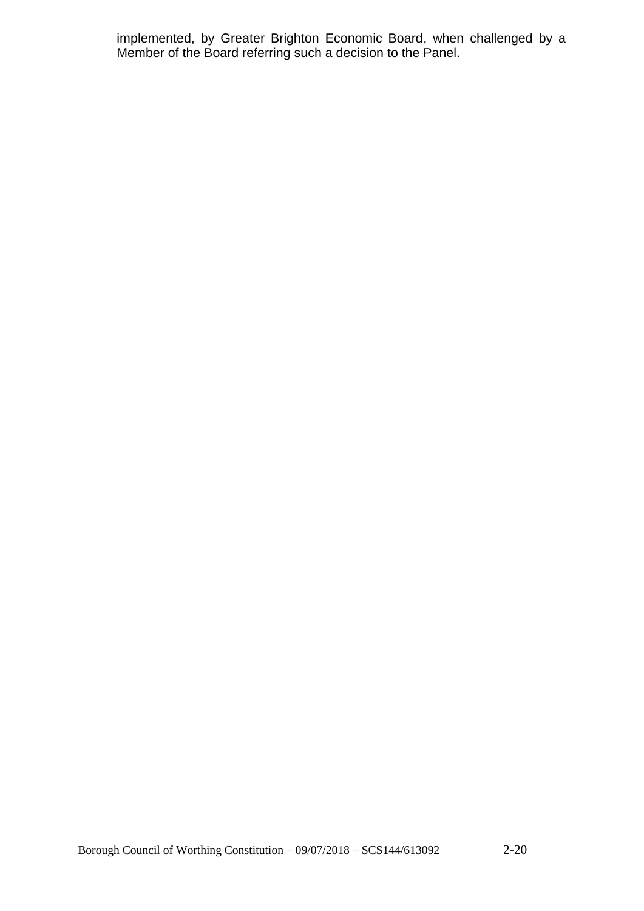implemented, by Greater Brighton Economic Board, when challenged by a Member of the Board referring such a decision to the Panel.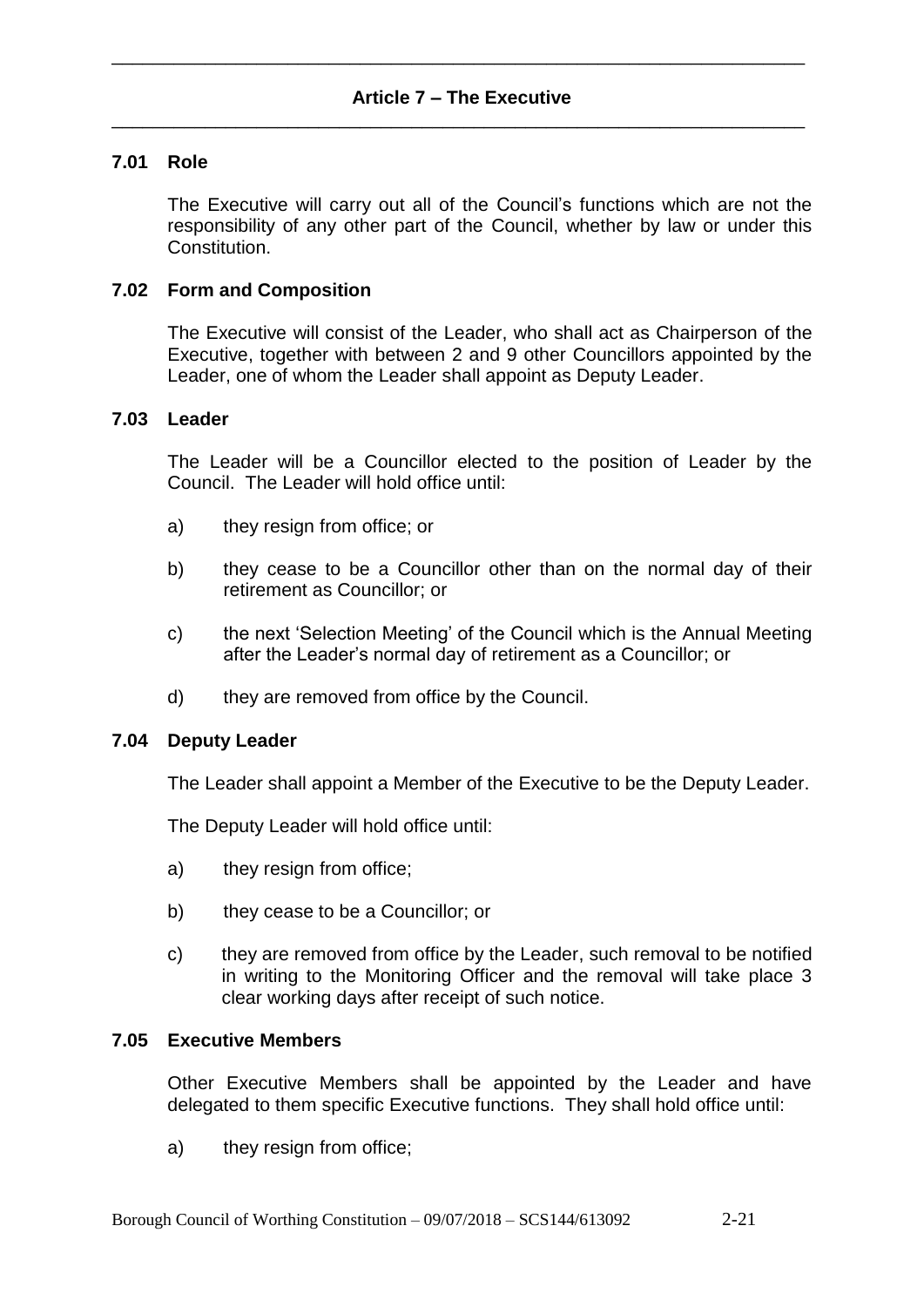## Article 7 – The Executive

### 7.01 Role

The Executive will carry out all of the Council's functions which are not the responsibility of any other part of the Council, whether by law or under this Constitution.

### 7.02 Form and Composition

The Executive will consist of the Leader, who shall act as Chairperson of the Executive, together with between 2 and 9 other Councillors appointed by the Leader, one of whom the Leader shall appoint as Deputy Leader.

### 7.03 Leader

The Leader will be a Councillor elected to the position of Leader by the Council. The Leader will hold office until:

a) they resign from office; or

b) they cease to be a Councillor other than on the normal day of their retirement as Councillor; or

c) the next 'Selection Meeting' of the Council which is the Annual Meeting after the Leader's normal day of retirement as a Councillor; or

d) they are removed from office by the Council.

### 7.04 Deputy Leader

The Leader shall appoint a Member of the Executive to be the Deputy Leader.

The Deputy Leader will hold office until:

a) they resign from office;

b) they cease to be a Councillor; or

c) they are removed from office by the Leader, such removal to be notified in writing to the Monitoring Officer and the removal will take place 3 clear working days after receipt of such notice.

### 7.05 Executive Members

Other Executive Members shall be appointed by the Leader and have delegated to them specific Executive functions. They shall hold office until:

a) they resign from office;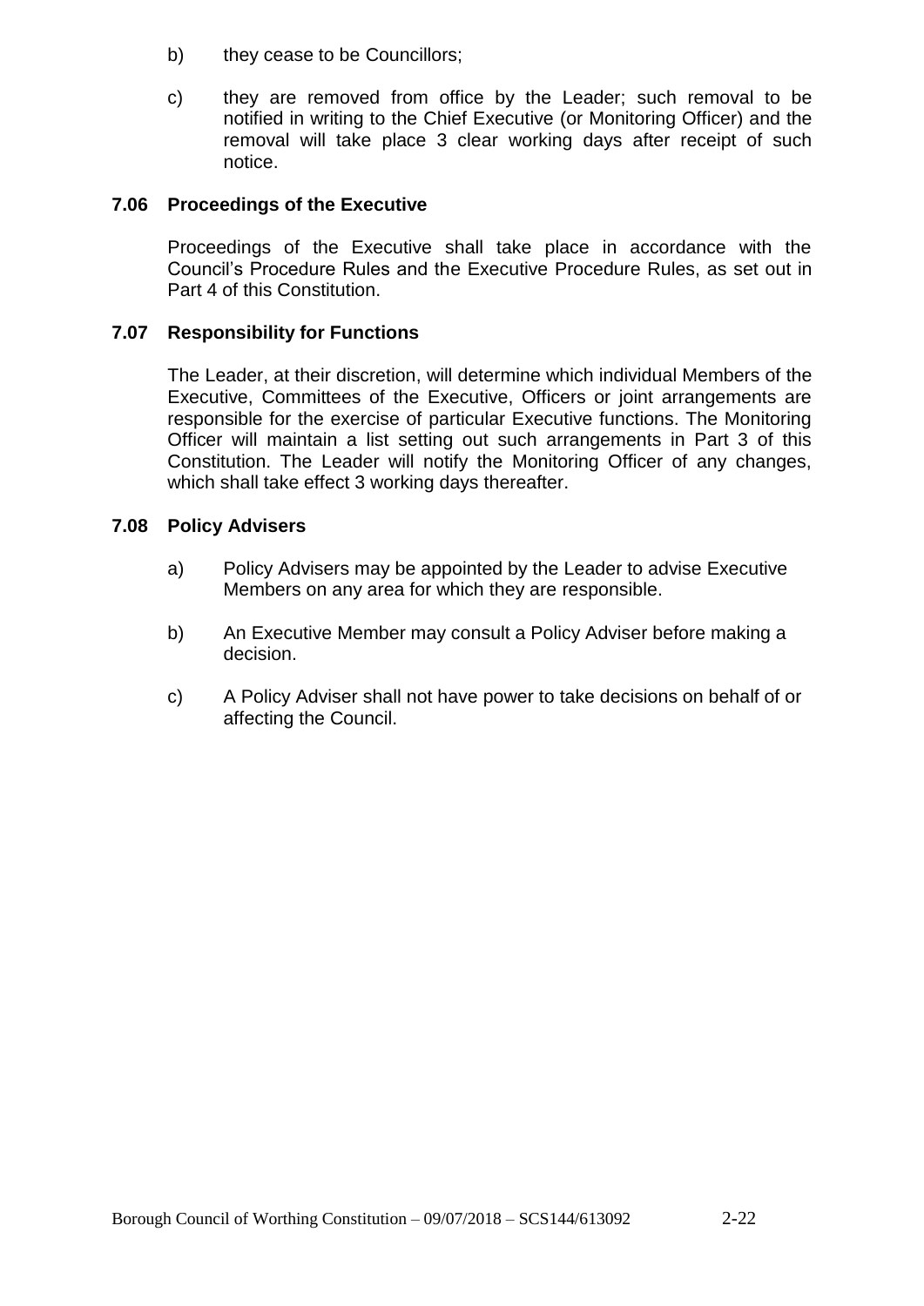b) they cease to be Councillors;

c) they are removed from office by the Leader; such removal to be notified in writing to the Chief Executive (or Monitoring Officer) and the removal will take place 3 clear working days after receipt of such notice.

### 7.06 Proceedings of the Executive

Proceedings of the Executive shall take place in accordance with the Council's Procedure Rules and the Executive Procedure Rules, as set out in Part 4 of this Constitution.

### 7.07 Responsibility for Functions

The Leader, at their discretion, will determine which individual Members of the Executive, Committees of the Executive, Officers or joint arrangements are responsible for the exercise of particular Executive functions. The Monitoring Officer will maintain a list setting out such arrangements in Part 3 of this Constitution. The Leader will notify the Monitoring Officer of any changes, which shall take effect 3 working days thereafter.

### 7.08 Policy Advisers

a) Policy Advisers may be appointed by the Leader to advise Executive Members on any area for which they are responsible.

b) An Executive Member may consult a Policy Adviser before making a decision.

c) A Policy Adviser shall not have power to take decisions on behalf of or affecting the Council.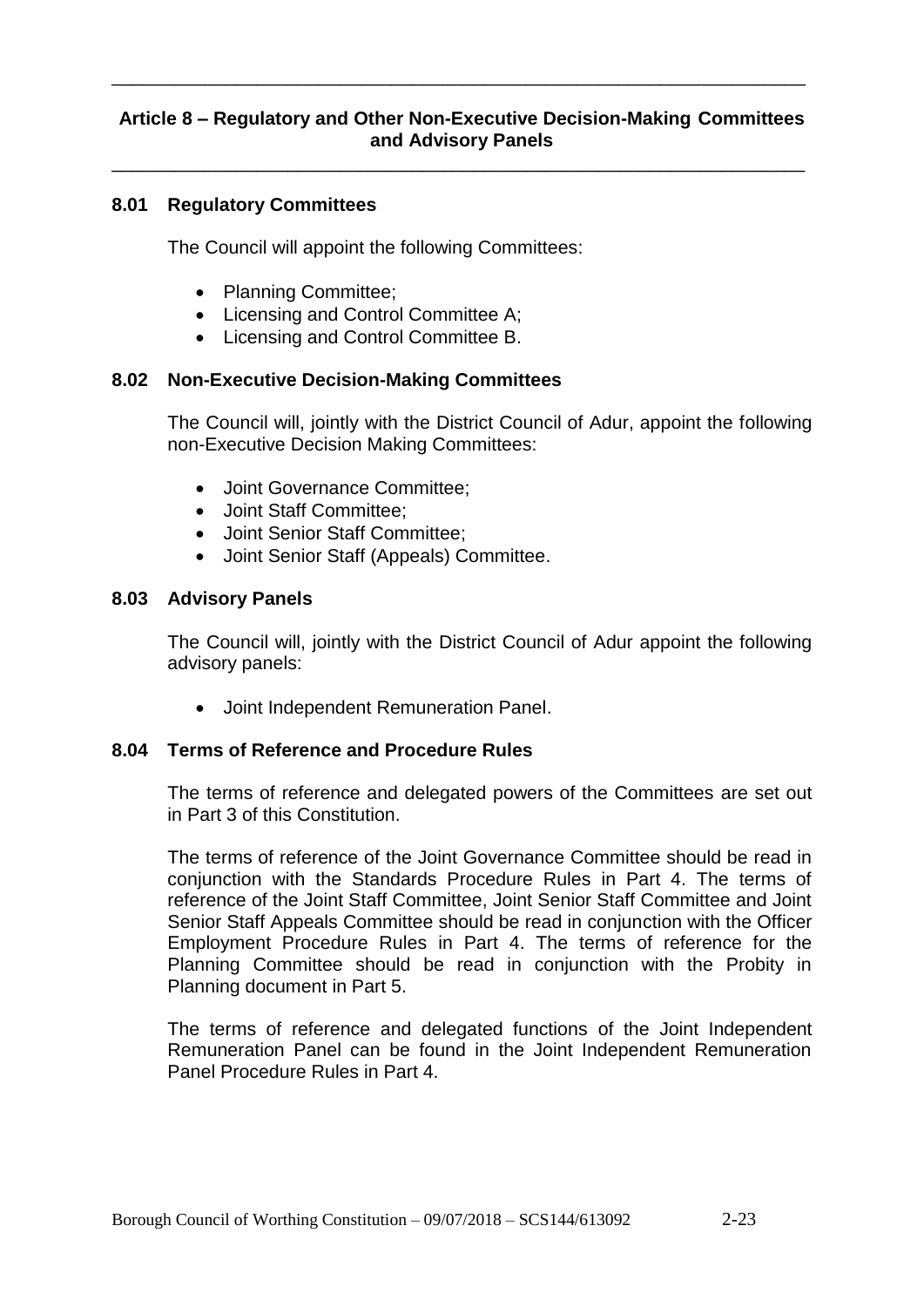## Article 8 – Regulatory and Other Non-Executive Decision-Making Committees and Advisory Panels

### 8.01 Regulatory Committees

The Council will appoint the following Committees:

- Planning Committee;
- Licensing and Control Committee A;
- Licensing and Control Committee B.

### 8.02 Non-Executive Decision-Making Committees

The Council will, jointly with the District Council of Adur, appoint the following non-Executive Decision Making Committees:

- Joint Governance Committee;
- Joint Staff Committee;
- Joint Senior Staff Committee;
- Joint Senior Staff (Appeals) Committee.

### 8.03 Advisory Panels

The Council will, jointly with the District Council of Adur appoint the following advisory panels:

- Joint Independent Remuneration Panel.

### 8.04 Terms of Reference and Procedure Rules

The terms of reference and delegated powers of the Committees are set out in Part 3 of this Constitution.

The terms of reference of the Joint Governance Committee should be read in conjunction with the Standards Procedure Rules in Part 4. The terms of reference of the Joint Staff Committee, Joint Senior Staff Committee and Joint Senior Staff Appeals Committee should be read in conjunction with the Officer Employment Procedure Rules in Part 4. The terms of reference for the Planning Committee should be read in conjunction with the Probity in Planning document in Part 5.

The terms of reference and delegated functions of the Joint Independent Remuneration Panel can be found in the Joint Independent Remuneration Panel Procedure Rules in Part 4.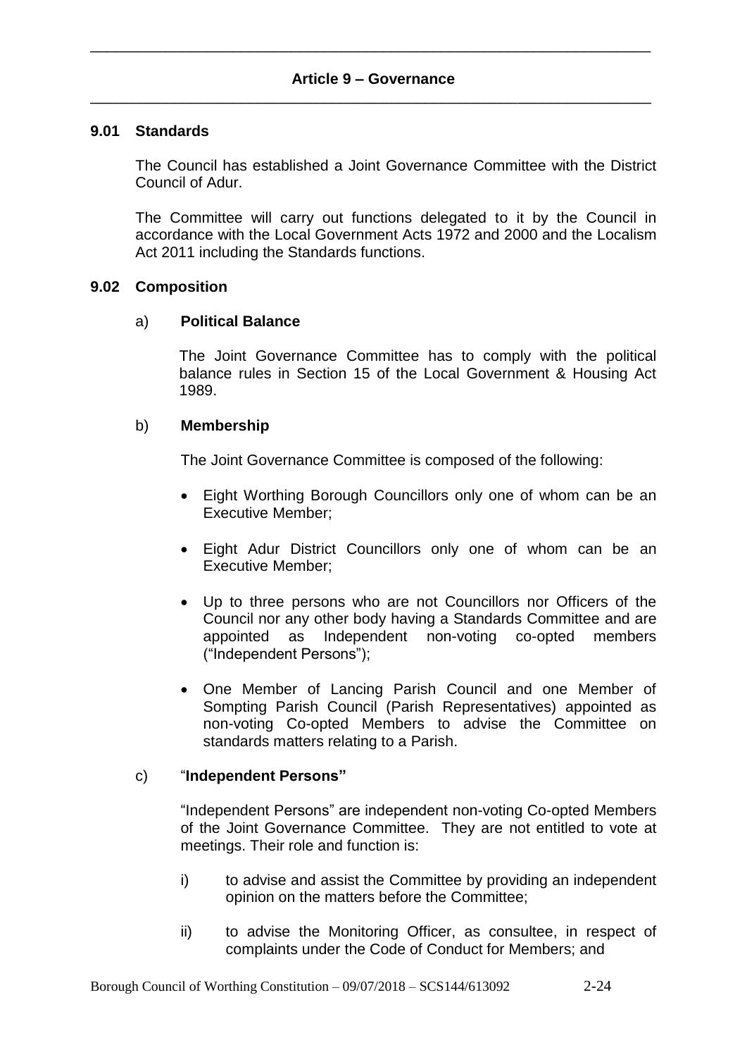## Article 9 – Governance

### 9.01 Standards

The Council has established a Joint Governance Committee with the District Council of Adur.

The Committee will carry out functions delegated to it by the Council in accordance with the Local Government Acts 1972 and 2000 and the Localism Act 2011 including the Standards functions.

### 9.02 Composition

a) **Political Balance**

The Joint Governance Committee has to comply with the political balance rules in Section 15 of the Local Government & Housing Act 1989.

b) **Membership**

The Joint Governance Committee is composed of the following:

- Eight Worthing Borough Councillors only one of whom can be an Executive Member;
- Eight Adur District Councillors only one of whom can be an Executive Member;
- Up to three persons who are not Councillors nor Officers of the Council nor any other body having a Standards Committee and are appointed as Independent non-voting co-opted members ("Independent Persons");
- One Member of Lancing Parish Council and one Member of Sompting Parish Council (Parish Representatives) appointed as non-voting Co-opted Members to advise the Committee on standards matters relating to a Parish.

c) "**Independent Persons"**

"Independent Persons" are independent non-voting Co-opted Members of the Joint Governance Committee. They are not entitled to vote at meetings. Their role and function is:

i) to advise and assist the Committee by providing an independent opinion on the matters before the Committee;

ii) to advise the Monitoring Officer, as consultee, in respect of complaints under the Code of Conduct for Members; and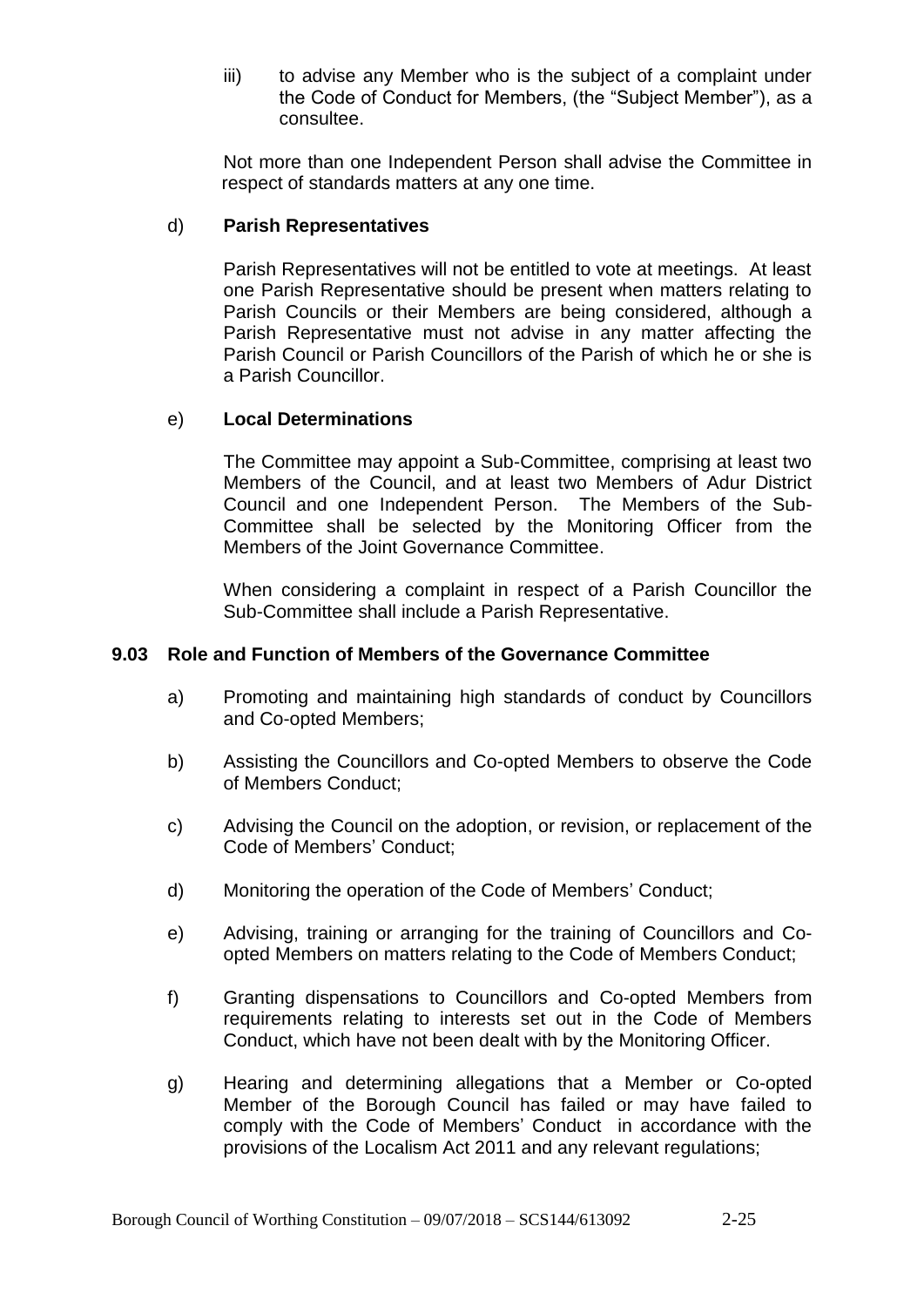iii) to advise any Member who is the subject of a complaint under the Code of Conduct for Members, (the "Subject Member"), as a consultee.

Not more than one Independent Person shall advise the Committee in respect of standards matters at any one time.

d) **Parish Representatives**

Parish Representatives will not be entitled to vote at meetings. At least one Parish Representative should be present when matters relating to Parish Councils or their Members are being considered, although a Parish Representative must not advise in any matter affecting the Parish Council or Parish Councillors of the Parish of which he or she is a Parish Councillor.

e) **Local Determinations**

The Committee may appoint a Sub-Committee, comprising at least two Members of the Council, and at least two Members of Adur District Council and one Independent Person. The Members of the Sub-Committee shall be selected by the Monitoring Officer from the Members of the Joint Governance Committee.

When considering a complaint in respect of a Parish Councillor the Sub-Committee shall include a Parish Representative.

### 9.03 Role and Function of Members of the Governance Committee

a) Promoting and maintaining high standards of conduct by Councillors and Co-opted Members;

b) Assisting the Councillors and Co-opted Members to observe the Code of Members Conduct;

c) Advising the Council on the adoption, or revision, or replacement of the Code of Members' Conduct;

d) Monitoring the operation of the Code of Members' Conduct;

e) Advising, training or arranging for the training of Councillors and Co-opted Members on matters relating to the Code of Members Conduct;

f) Granting dispensations to Councillors and Co-opted Members from requirements relating to interests set out in the Code of Members Conduct, which have not been dealt with by the Monitoring Officer.

g) Hearing and determining allegations that a Member or Co-opted Member of the Borough Council has failed or may have failed to comply with the Code of Members' Conduct in accordance with the provisions of the Localism Act 2011 and any relevant regulations;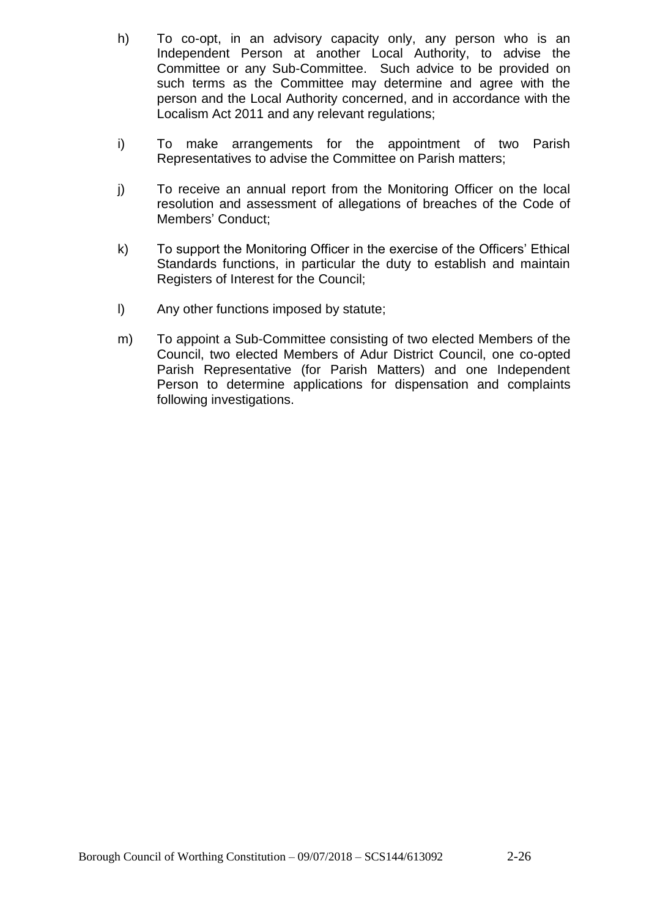h) To co-opt, in an advisory capacity only, any person who is an Independent Person at another Local Authority, to advise the Committee or any Sub-Committee. Such advice to be provided on such terms as the Committee may determine and agree with the person and the Local Authority concerned, and in accordance with the Localism Act 2011 and any relevant regulations;

i) To make arrangements for the appointment of two Parish Representatives to advise the Committee on Parish matters;

j) To receive an annual report from the Monitoring Officer on the local resolution and assessment of allegations of breaches of the Code of Members' Conduct;

k) To support the Monitoring Officer in the exercise of the Officers' Ethical Standards functions, in particular the duty to establish and maintain Registers of Interest for the Council;

l) Any other functions imposed by statute;

m) To appoint a Sub-Committee consisting of two elected Members of the Council, two elected Members of Adur District Council, one co-opted Parish Representative (for Parish Matters) and one Independent Person to determine applications for dispensation and complaints following investigations.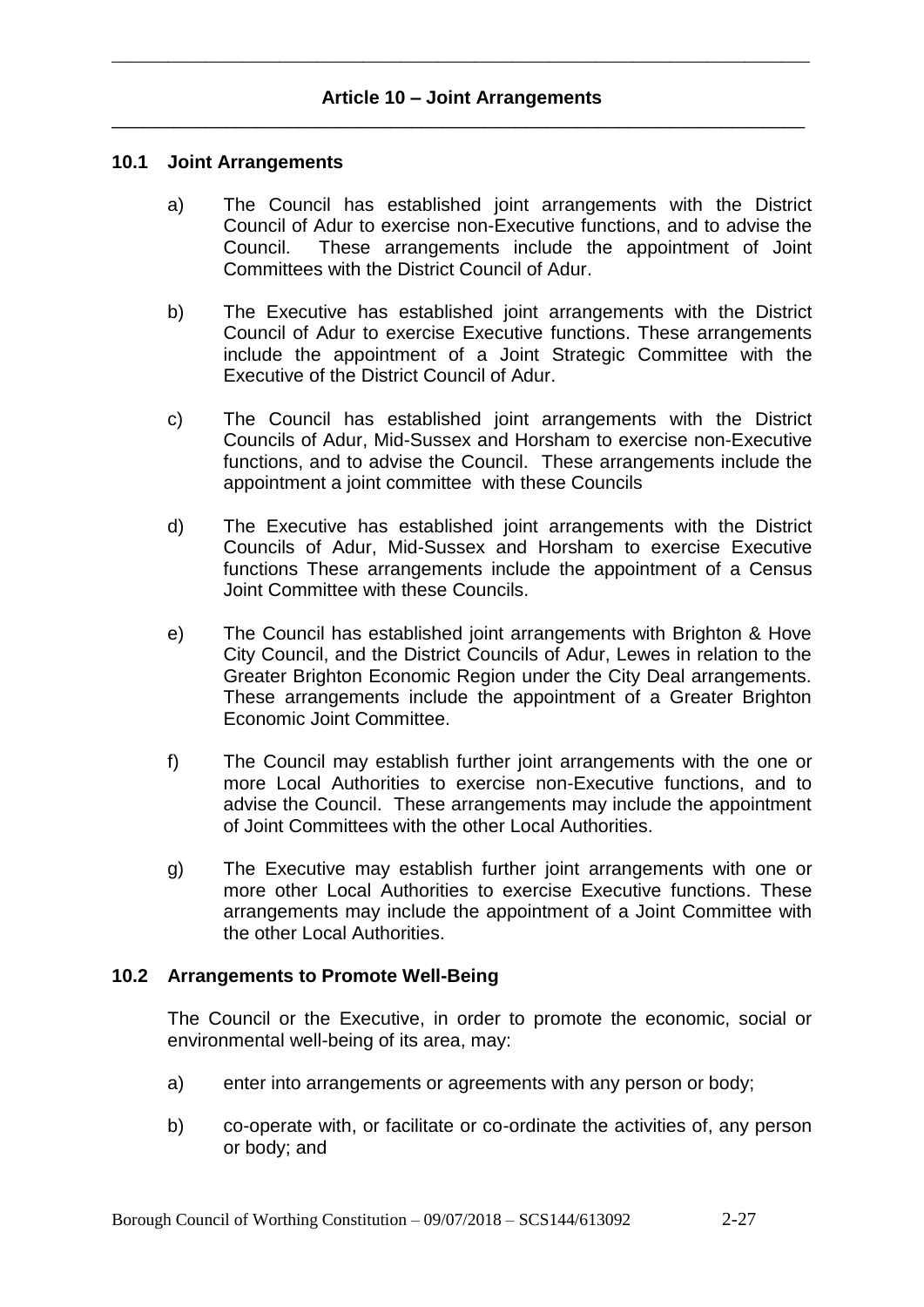## Article 10 – Joint Arrangements

### 10.1 Joint Arrangements

a) The Council has established joint arrangements with the District Council of Adur to exercise non-Executive functions, and to advise the Council. These arrangements include the appointment of Joint Committees with the District Council of Adur.

b) The Executive has established joint arrangements with the District Council of Adur to exercise Executive functions. These arrangements include the appointment of a Joint Strategic Committee with the Executive of the District Council of Adur.

c) The Council has established joint arrangements with the District Councils of Adur, Mid-Sussex and Horsham to exercise non-Executive functions, and to advise the Council. These arrangements include the appointment a joint committee with these Councils

d) The Executive has established joint arrangements with the District Councils of Adur, Mid-Sussex and Horsham to exercise Executive functions These arrangements include the appointment of a Census Joint Committee with these Councils.

e) The Council has established joint arrangements with Brighton & Hove City Council, and the District Councils of Adur, Lewes in relation to the Greater Brighton Economic Region under the City Deal arrangements. These arrangements include the appointment of a Greater Brighton Economic Joint Committee.

f) The Council may establish further joint arrangements with the one or more Local Authorities to exercise non-Executive functions, and to advise the Council. These arrangements may include the appointment of Joint Committees with the other Local Authorities.

g) The Executive may establish further joint arrangements with one or more other Local Authorities to exercise Executive functions. These arrangements may include the appointment of a Joint Committee with the other Local Authorities.

### 10.2 Arrangements to Promote Well-Being

The Council or the Executive, in order to promote the economic, social or environmental well-being of its area, may:

a) enter into arrangements or agreements with any person or body;

b) co-operate with, or facilitate or co-ordinate the activities of, any person or body; and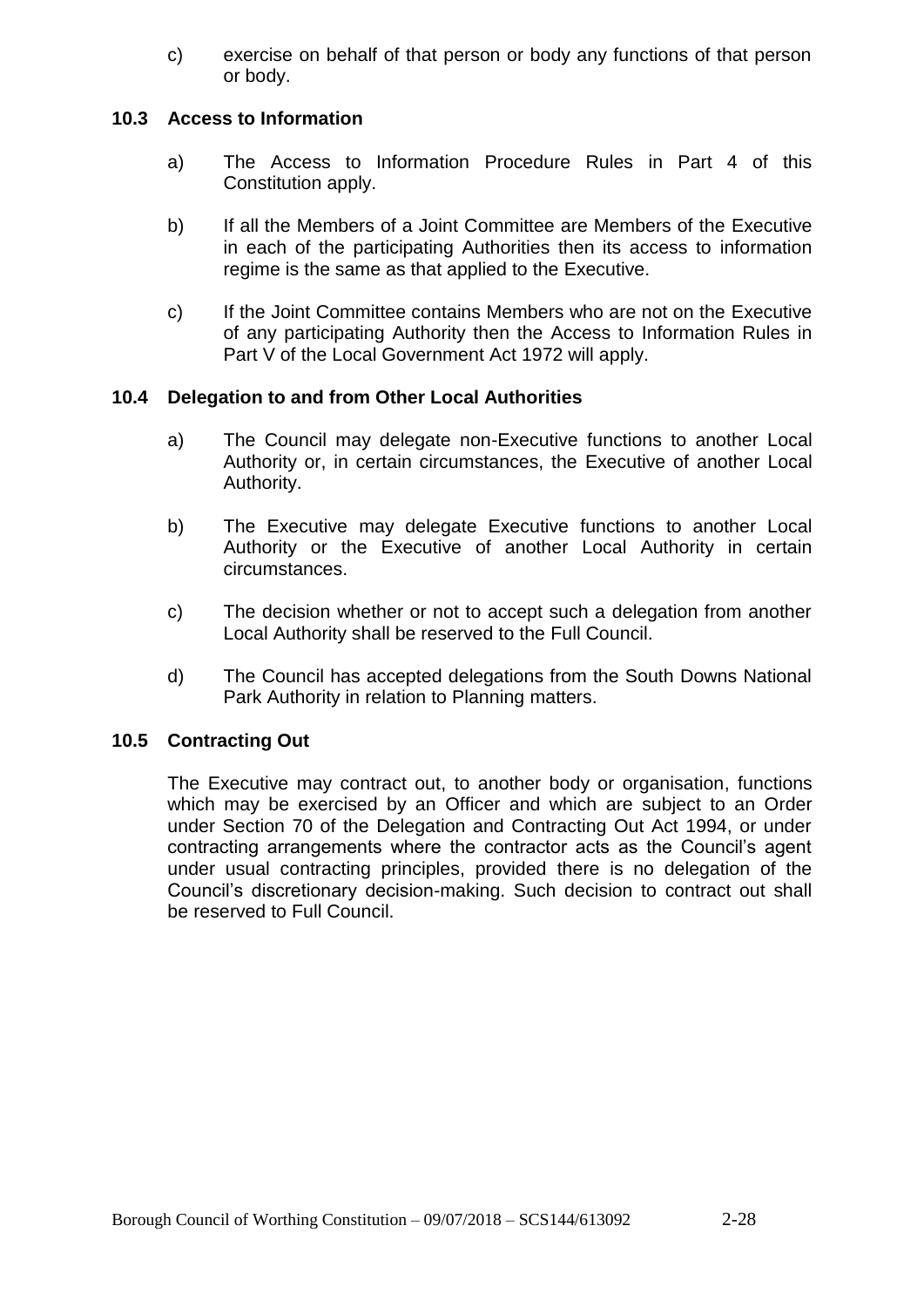c) exercise on behalf of that person or body any functions of that person or body.

### 10.3 Access to Information

a) The Access to Information Procedure Rules in Part 4 of this Constitution apply.

b) If all the Members of a Joint Committee are Members of the Executive in each of the participating Authorities then its access to information regime is the same as that applied to the Executive.

c) If the Joint Committee contains Members who are not on the Executive of any participating Authority then the Access to Information Rules in Part V of the Local Government Act 1972 will apply.

### 10.4 Delegation to and from Other Local Authorities

a) The Council may delegate non-Executive functions to another Local Authority or, in certain circumstances, the Executive of another Local Authority.

b) The Executive may delegate Executive functions to another Local Authority or the Executive of another Local Authority in certain circumstances.

c) The decision whether or not to accept such a delegation from another Local Authority shall be reserved to the Full Council.

d) The Council has accepted delegations from the South Downs National Park Authority in relation to Planning matters.

### 10.5 Contracting Out

The Executive may contract out, to another body or organisation, functions which may be exercised by an Officer and which are subject to an Order under Section 70 of the Delegation and Contracting Out Act 1994, or under contracting arrangements where the contractor acts as the Council's agent under usual contracting principles, provided there is no delegation of the Council's discretionary decision-making. Such decision to contract out shall be reserved to Full Council.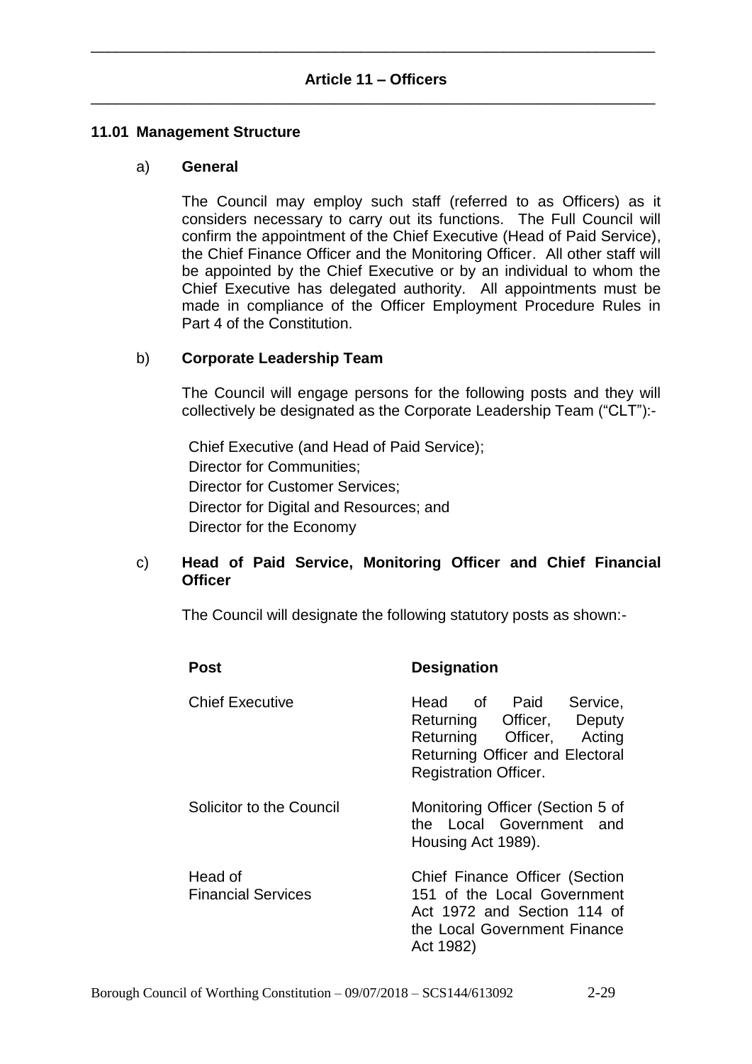## Article 11 – Officers

### 11.01 Management Structure

a) **General**

The Council may employ such staff (referred to as Officers) as it considers necessary to carry out its functions. The Full Council will confirm the appointment of the Chief Executive (Head of Paid Service), the Chief Finance Officer and the Monitoring Officer. All other staff will be appointed by the Chief Executive or by an individual to whom the Chief Executive has delegated authority. All appointments must be made in compliance of the Officer Employment Procedure Rules in Part 4 of the Constitution.

b) **Corporate Leadership Team**

The Council will engage persons for the following posts and they will collectively be designated as the Corporate Leadership Team ("CLT"):-

Chief Executive (and Head of Paid Service);
Director for Communities;
Director for Customer Services;
Director for Digital and Resources; and
Director for the Economy

c) **Head of Paid Service, Monitoring Officer and Chief Financial Officer**

The Council will designate the following statutory posts as shown:-

| **Post** | **Designation** |
|---|---|
| Chief Executive | Head of Paid Service, Returning Officer, Deputy Returning Officer, Acting Returning Officer and Electoral Registration Officer. |
| Solicitor to the Council | Monitoring Officer (Section 5 of the Local Government and Housing Act 1989). |
| Head of Financial Services | Chief Finance Officer (Section 151 of the Local Government Act 1972 and Section 114 of the Local Government Finance Act 1982) |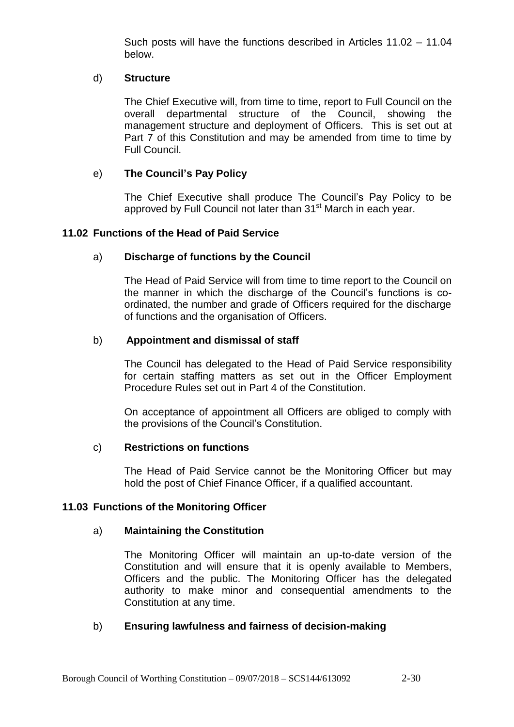Such posts will have the functions described in Articles 11.02 – 11.04 below.

d) **Structure**

The Chief Executive will, from time to time, report to Full Council on the overall departmental structure of the Council, showing the management structure and deployment of Officers. This is set out at Part 7 of this Constitution and may be amended from time to time by Full Council.

e) **The Council's Pay Policy**

The Chief Executive shall produce The Council's Pay Policy to be approved by Full Council not later than 31st March in each year.

### 11.02 Functions of the Head of Paid Service

a) **Discharge of functions by the Council**

The Head of Paid Service will from time to time report to the Council on the manner in which the discharge of the Council's functions is co-ordinated, the number and grade of Officers required for the discharge of functions and the organisation of Officers.

b) **Appointment and dismissal of staff**

The Council has delegated to the Head of Paid Service responsibility for certain staffing matters as set out in the Officer Employment Procedure Rules set out in Part 4 of the Constitution.

On acceptance of appointment all Officers are obliged to comply with the provisions of the Council's Constitution.

c) **Restrictions on functions**

The Head of Paid Service cannot be the Monitoring Officer but may hold the post of Chief Finance Officer, if a qualified accountant.

### 11.03 Functions of the Monitoring Officer

a) **Maintaining the Constitution**

The Monitoring Officer will maintain an up-to-date version of the Constitution and will ensure that it is openly available to Members, Officers and the public. The Monitoring Officer has the delegated authority to make minor and consequential amendments to the Constitution at any time.

b) **Ensuring lawfulness and fairness of decision-making**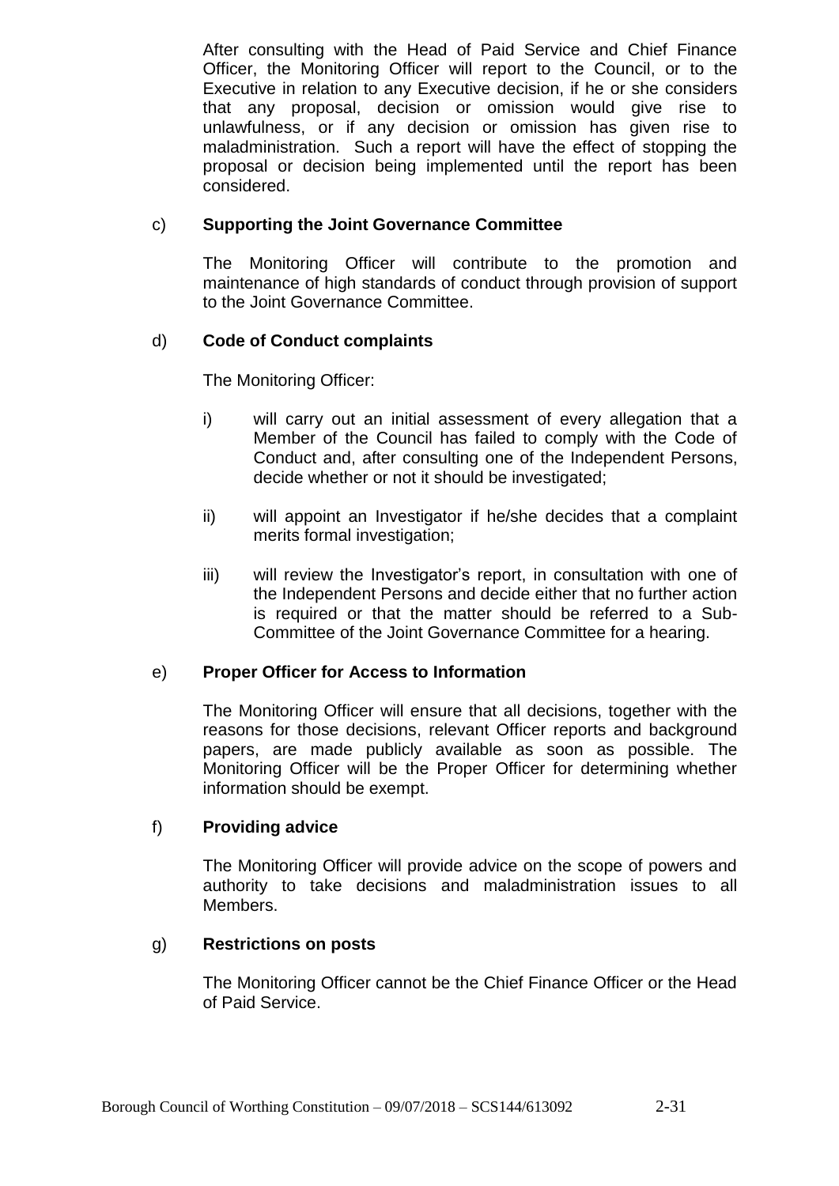After consulting with the Head of Paid Service and Chief Finance Officer, the Monitoring Officer will report to the Council, or to the Executive in relation to any Executive decision, if he or she considers that any proposal, decision or omission would give rise to unlawfulness, or if any decision or omission has given rise to maladministration. Such a report will have the effect of stopping the proposal or decision being implemented until the report has been considered.

c) **Supporting the Joint Governance Committee**

The Monitoring Officer will contribute to the promotion and maintenance of high standards of conduct through provision of support to the Joint Governance Committee.

d) **Code of Conduct complaints**

The Monitoring Officer:

i) will carry out an initial assessment of every allegation that a Member of the Council has failed to comply with the Code of Conduct and, after consulting one of the Independent Persons, decide whether or not it should be investigated;

ii) will appoint an Investigator if he/she decides that a complaint merits formal investigation;

iii) will review the Investigator's report, in consultation with one of the Independent Persons and decide either that no further action is required or that the matter should be referred to a Sub-Committee of the Joint Governance Committee for a hearing.

e) **Proper Officer for Access to Information**

The Monitoring Officer will ensure that all decisions, together with the reasons for those decisions, relevant Officer reports and background papers, are made publicly available as soon as possible. The Monitoring Officer will be the Proper Officer for determining whether information should be exempt.

f) **Providing advice**

The Monitoring Officer will provide advice on the scope of powers and authority to take decisions and maladministration issues to all Members.

g) **Restrictions on posts**

The Monitoring Officer cannot be the Chief Finance Officer or the Head of Paid Service.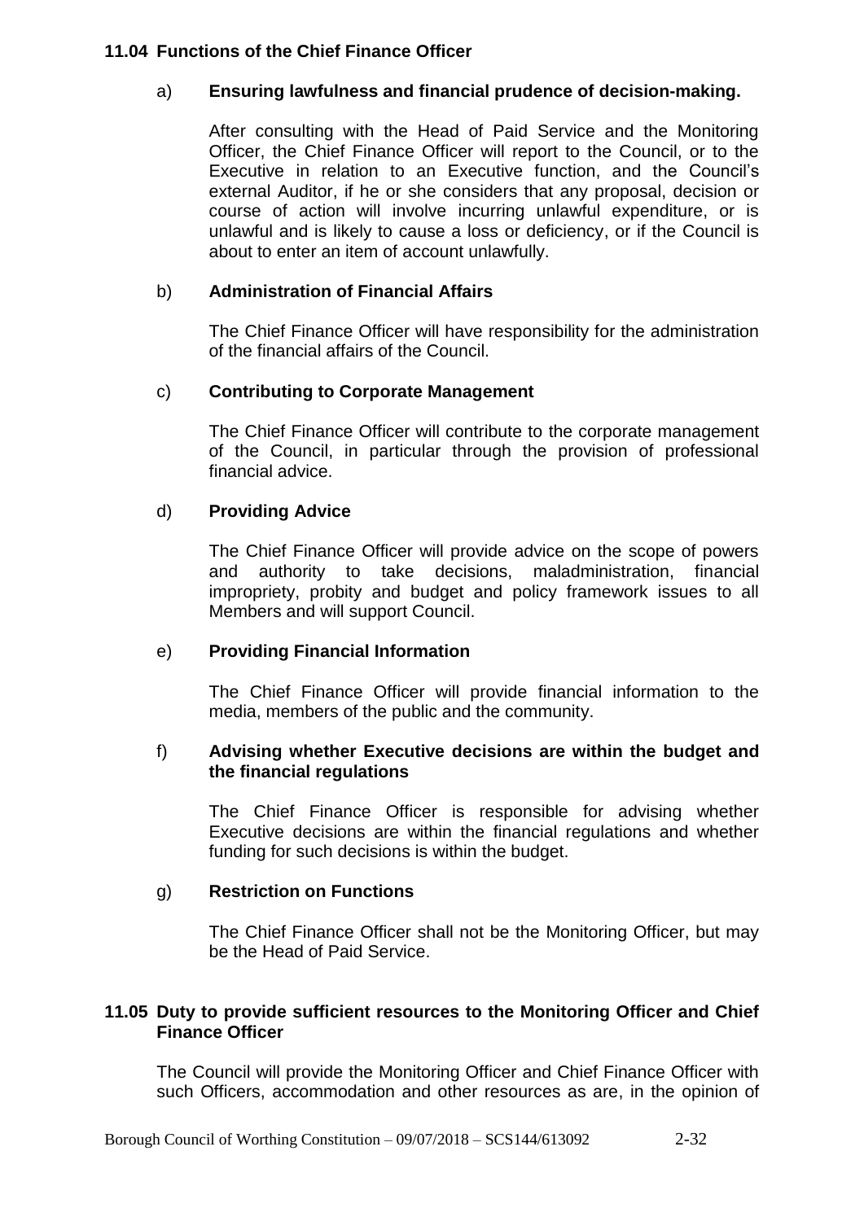### 11.04 Functions of the Chief Finance Officer

a) **Ensuring lawfulness and financial prudence of decision-making.**

After consulting with the Head of Paid Service and the Monitoring Officer, the Chief Finance Officer will report to the Council, or to the Executive in relation to an Executive function, and the Council's external Auditor, if he or she considers that any proposal, decision or course of action will involve incurring unlawful expenditure, or is unlawful and is likely to cause a loss or deficiency, or if the Council is about to enter an item of account unlawfully.

b) **Administration of Financial Affairs**

The Chief Finance Officer will have responsibility for the administration of the financial affairs of the Council.

c) **Contributing to Corporate Management**

The Chief Finance Officer will contribute to the corporate management of the Council, in particular through the provision of professional financial advice.

d) **Providing Advice**

The Chief Finance Officer will provide advice on the scope of powers and authority to take decisions, maladministration, financial impropriety, probity and budget and policy framework issues to all Members and will support Council.

e) **Providing Financial Information**

The Chief Finance Officer will provide financial information to the media, members of the public and the community.

f) **Advising whether Executive decisions are within the budget and the financial regulations**

The Chief Finance Officer is responsible for advising whether Executive decisions are within the financial regulations and whether funding for such decisions is within the budget.

g) **Restriction on Functions**

The Chief Finance Officer shall not be the Monitoring Officer, but may be the Head of Paid Service.

### 11.05 Duty to provide sufficient resources to the Monitoring Officer and Chief Finance Officer

The Council will provide the Monitoring Officer and Chief Finance Officer with such Officers, accommodation and other resources as are, in the opinion of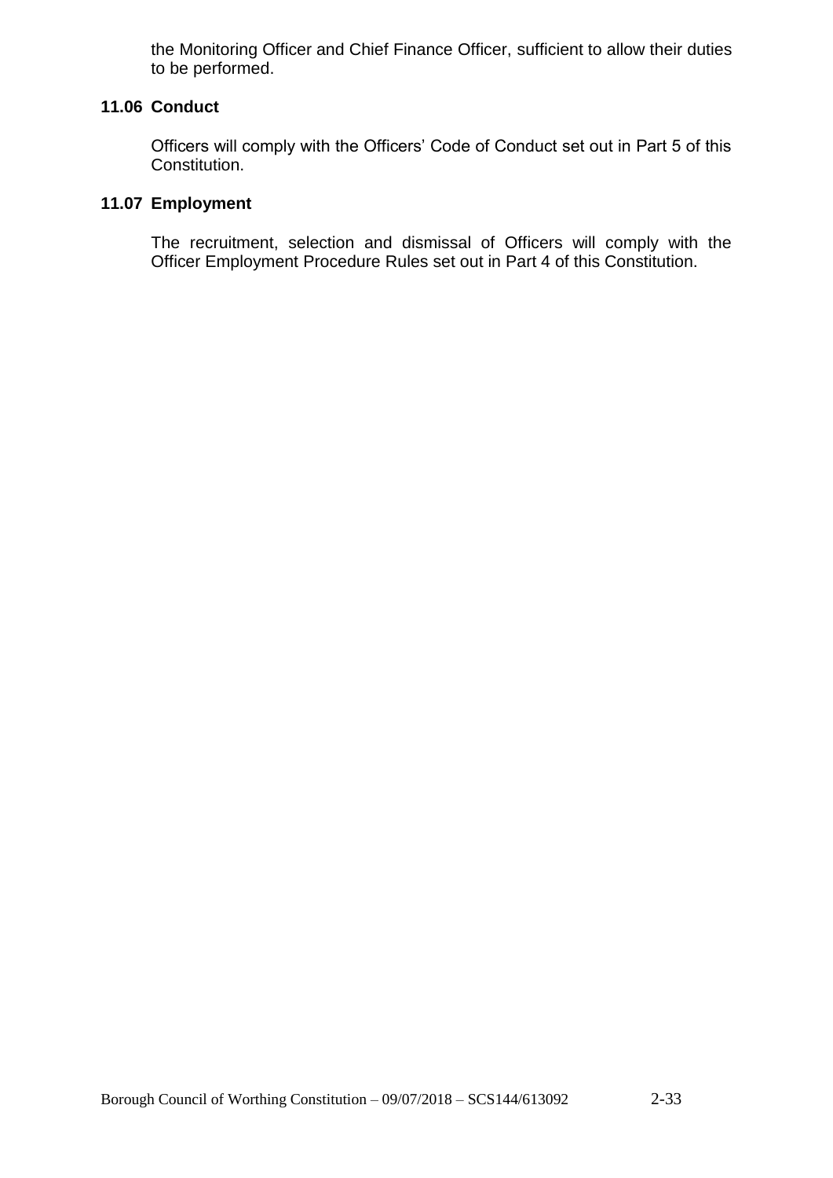the Monitoring Officer and Chief Finance Officer, sufficient to allow their duties to be performed.

### 11.06 Conduct

Officers will comply with the Officers' Code of Conduct set out in Part 5 of this Constitution.

### 11.07 Employment

The recruitment, selection and dismissal of Officers will comply with the Officer Employment Procedure Rules set out in Part 4 of this Constitution.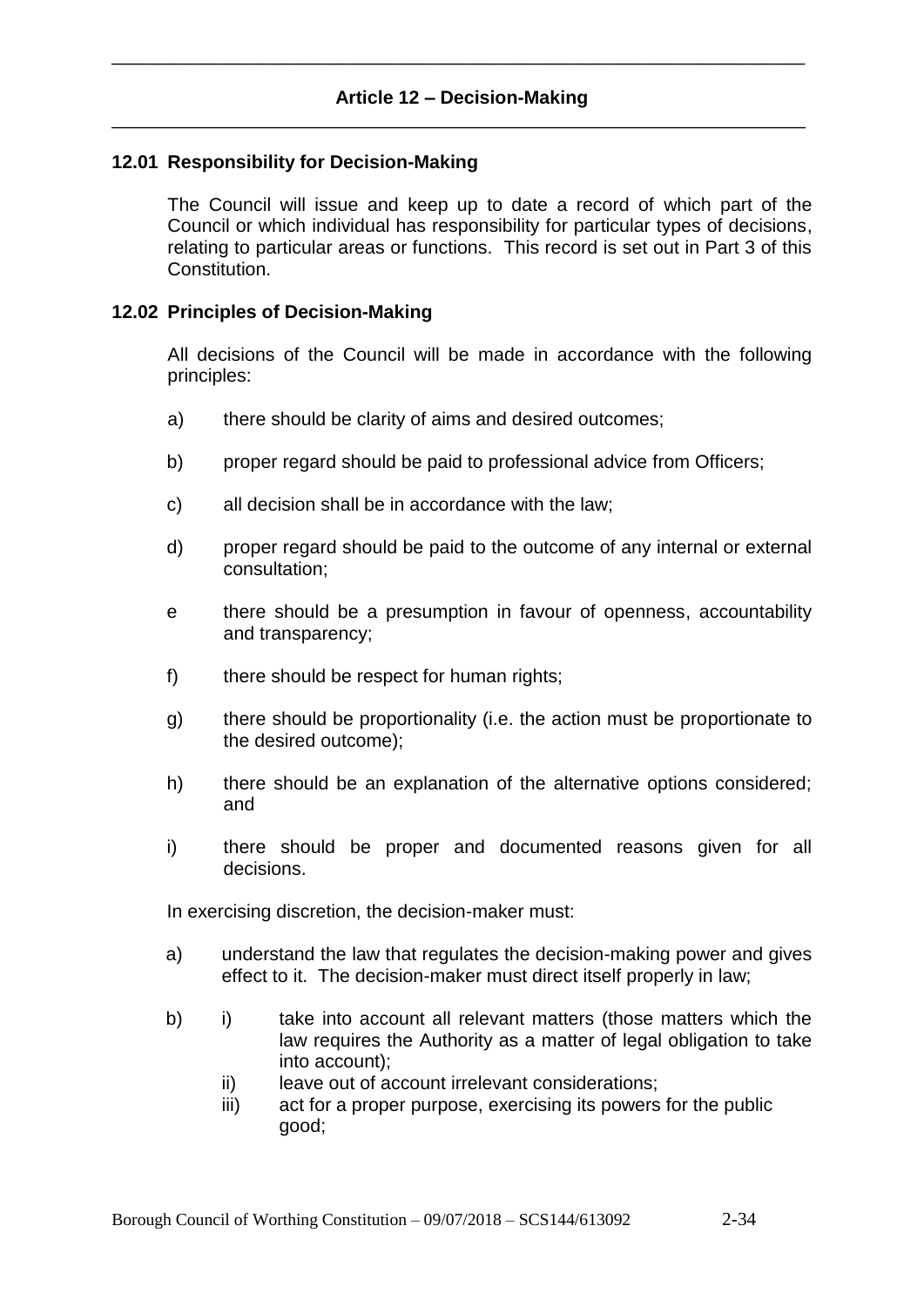## Article 12 – Decision-Making

### 12.01 Responsibility for Decision-Making

The Council will issue and keep up to date a record of which part of the Council or which individual has responsibility for particular types of decisions, relating to particular areas or functions. This record is set out in Part 3 of this Constitution.

### 12.02 Principles of Decision-Making

All decisions of the Council will be made in accordance with the following principles:

a) there should be clarity of aims and desired outcomes;

b) proper regard should be paid to professional advice from Officers;

c) all decision shall be in accordance with the law;

d) proper regard should be paid to the outcome of any internal or external consultation;

e there should be a presumption in favour of openness, accountability and transparency;

f) there should be respect for human rights;

g) there should be proportionality (i.e. the action must be proportionate to the desired outcome);

h) there should be an explanation of the alternative options considered; and

i) there should be proper and documented reasons given for all decisions.

In exercising discretion, the decision-maker must:

a) understand the law that regulates the decision-making power and gives effect to it. The decision-maker must direct itself properly in law;

b) i) take into account all relevant matters (those matters which the law requires the Authority as a matter of legal obligation to take into account);
   ii) leave out of account irrelevant considerations;
   iii) act for a proper purpose, exercising its powers for the public good;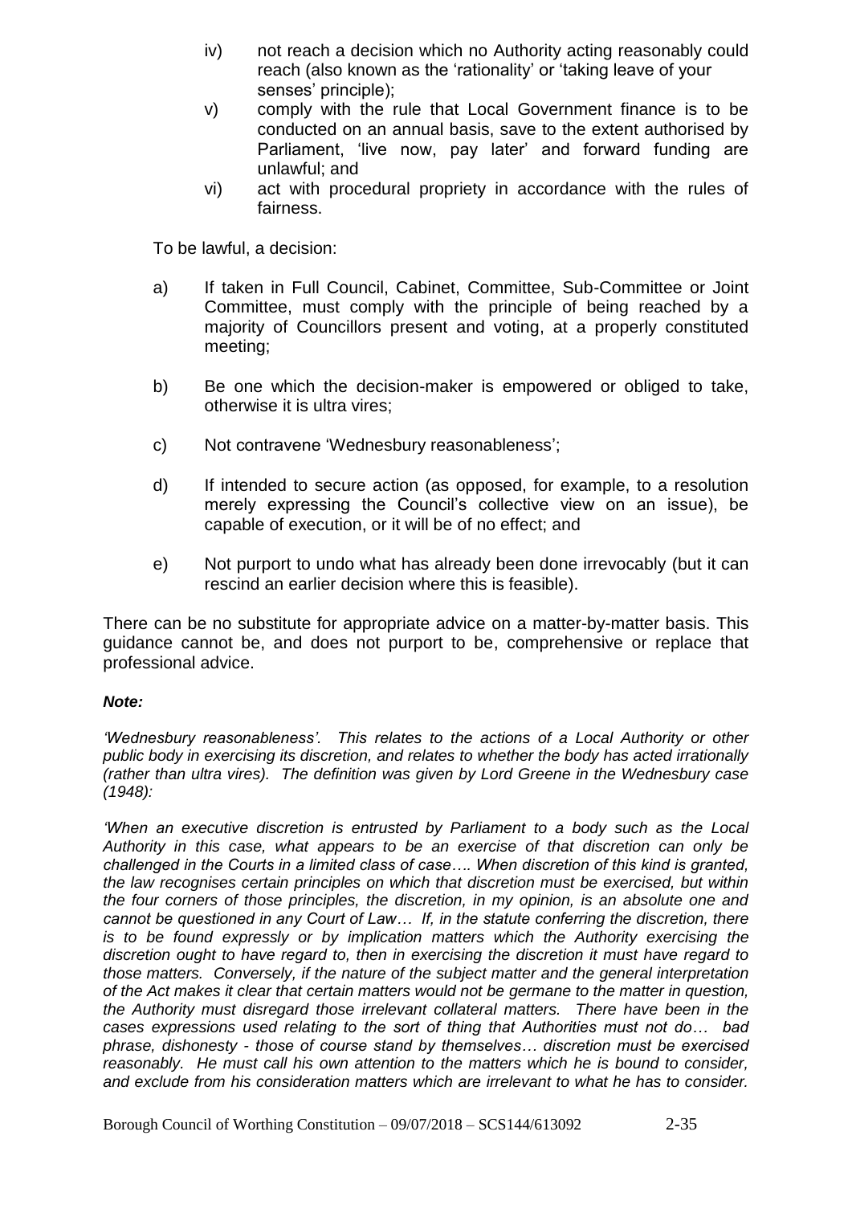iv) not reach a decision which no Authority acting reasonably could reach (also known as the 'rationality' or 'taking leave of your senses' principle);

v) comply with the rule that Local Government finance is to be conducted on an annual basis, save to the extent authorised by Parliament, 'live now, pay later' and forward funding are unlawful; and

vi) act with procedural propriety in accordance with the rules of fairness.

To be lawful, a decision:

a) If taken in Full Council, Cabinet, Committee, Sub-Committee or Joint Committee, must comply with the principle of being reached by a majority of Councillors present and voting, at a properly constituted meeting;

b) Be one which the decision-maker is empowered or obliged to take, otherwise it is ultra vires;

c) Not contravene 'Wednesbury reasonableness';

d) If intended to secure action (as opposed, for example, to a resolution merely expressing the Council's collective view on an issue), be capable of execution, or it will be of no effect; and

e) Not purport to undo what has already been done irrevocably (but it can rescind an earlier decision where this is feasible).

There can be no substitute for appropriate advice on a matter-by-matter basis. This guidance cannot be, and does not purport to be, comprehensive or replace that professional advice.

***Note:***

*'Wednesbury reasonableness'. This relates to the actions of a Local Authority or other public body in exercising its discretion, and relates to whether the body has acted irrationally (rather than ultra vires). The definition was given by Lord Greene in the Wednesbury case (1948):*

*'When an executive discretion is entrusted by Parliament to a body such as the Local Authority in this case, what appears to be an exercise of that discretion can only be challenged in the Courts in a limited class of case…. When discretion of this kind is granted, the law recognises certain principles on which that discretion must be exercised, but within the four corners of those principles, the discretion, in my opinion, is an absolute one and cannot be questioned in any Court of Law… If, in the statute conferring the discretion, there is to be found expressly or by implication matters which the Authority exercising the discretion ought to have regard to, then in exercising the discretion it must have regard to those matters. Conversely, if the nature of the subject matter and the general interpretation of the Act makes it clear that certain matters would not be germane to the matter in question, the Authority must disregard those irrelevant collateral matters. There have been in the cases expressions used relating to the sort of thing that Authorities must not do… bad phrase, dishonesty - those of course stand by themselves… discretion must be exercised reasonably. He must call his own attention to the matters which he is bound to consider, and exclude from his consideration matters which are irrelevant to what he has to consider.*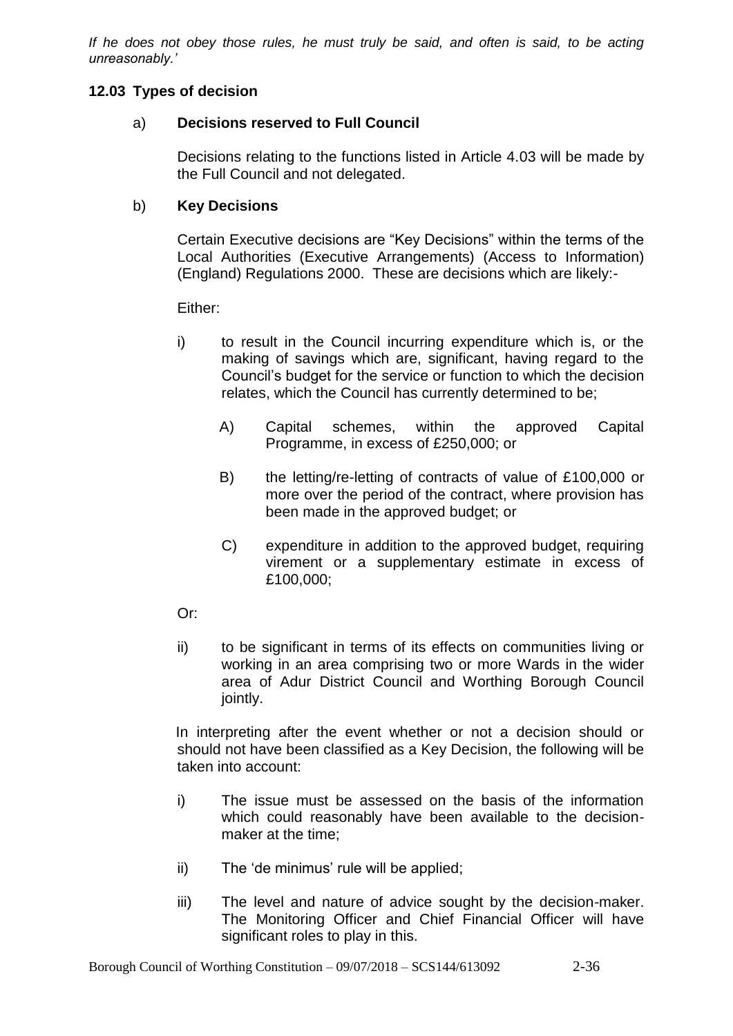*If he does not obey those rules, he must truly be said, and often is said, to be acting unreasonably.'*

### 12.03 Types of decision

a) **Decisions reserved to Full Council**

Decisions relating to the functions listed in Article 4.03 will be made by the Full Council and not delegated.

b) **Key Decisions**

Certain Executive decisions are "Key Decisions" within the terms of the Local Authorities (Executive Arrangements) (Access to Information) (England) Regulations 2000. These are decisions which are likely:-

Either:

i) to result in the Council incurring expenditure which is, or the making of savings which are, significant, having regard to the Council's budget for the service or function to which the decision relates, which the Council has currently determined to be;

A) Capital schemes, within the approved Capital Programme, in excess of £250,000; or

B) the letting/re-letting of contracts of value of £100,000 or more over the period of the contract, where provision has been made in the approved budget; or

C) expenditure in addition to the approved budget, requiring virement or a supplementary estimate in excess of £100,000;

Or:

ii) to be significant in terms of its effects on communities living or working in an area comprising two or more Wards in the wider area of Adur District Council and Worthing Borough Council jointly.

In interpreting after the event whether or not a decision should or should not have been classified as a Key Decision, the following will be taken into account:

i) The issue must be assessed on the basis of the information which could reasonably have been available to the decision-maker at the time;

ii) The 'de minimus' rule will be applied;

iii) The level and nature of advice sought by the decision-maker. The Monitoring Officer and Chief Financial Officer will have significant roles to play in this.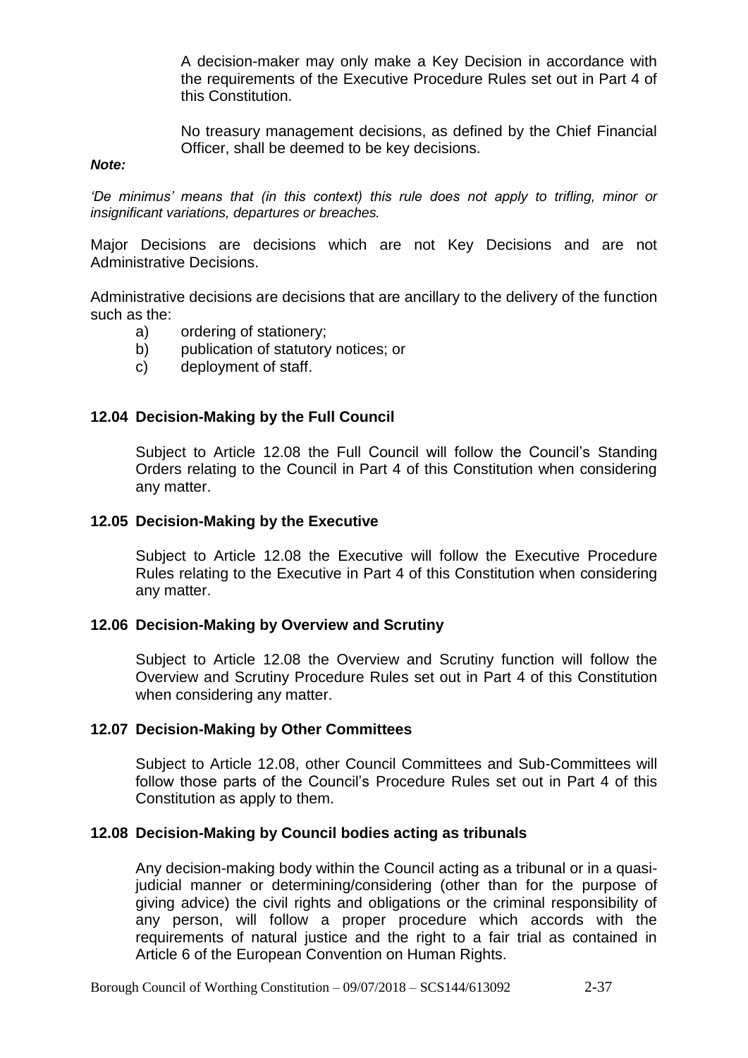A decision-maker may only make a Key Decision in accordance with the requirements of the Executive Procedure Rules set out in Part 4 of this Constitution.

No treasury management decisions, as defined by the Chief Financial Officer, shall be deemed to be key decisions.

***Note:***

*'De minimus' means that (in this context) this rule does not apply to trifling, minor or insignificant variations, departures or breaches.*

Major Decisions are decisions which are not Key Decisions and are not Administrative Decisions.

Administrative decisions are decisions that are ancillary to the delivery of the function such as the:

a) ordering of stationery;
b) publication of statutory notices; or
c) deployment of staff.

### 12.04 Decision-Making by the Full Council

Subject to Article 12.08 the Full Council will follow the Council's Standing Orders relating to the Council in Part 4 of this Constitution when considering any matter.

### 12.05 Decision-Making by the Executive

Subject to Article 12.08 the Executive will follow the Executive Procedure Rules relating to the Executive in Part 4 of this Constitution when considering any matter.

### 12.06 Decision-Making by Overview and Scrutiny

Subject to Article 12.08 the Overview and Scrutiny function will follow the Overview and Scrutiny Procedure Rules set out in Part 4 of this Constitution when considering any matter.

### 12.07 Decision-Making by Other Committees

Subject to Article 12.08, other Council Committees and Sub-Committees will follow those parts of the Council's Procedure Rules set out in Part 4 of this Constitution as apply to them.

### 12.08 Decision-Making by Council bodies acting as tribunals

Any decision-making body within the Council acting as a tribunal or in a quasi-judicial manner or determining/considering (other than for the purpose of giving advice) the civil rights and obligations or the criminal responsibility of any person, will follow a proper procedure which accords with the requirements of natural justice and the right to a fair trial as contained in Article 6 of the European Convention on Human Rights.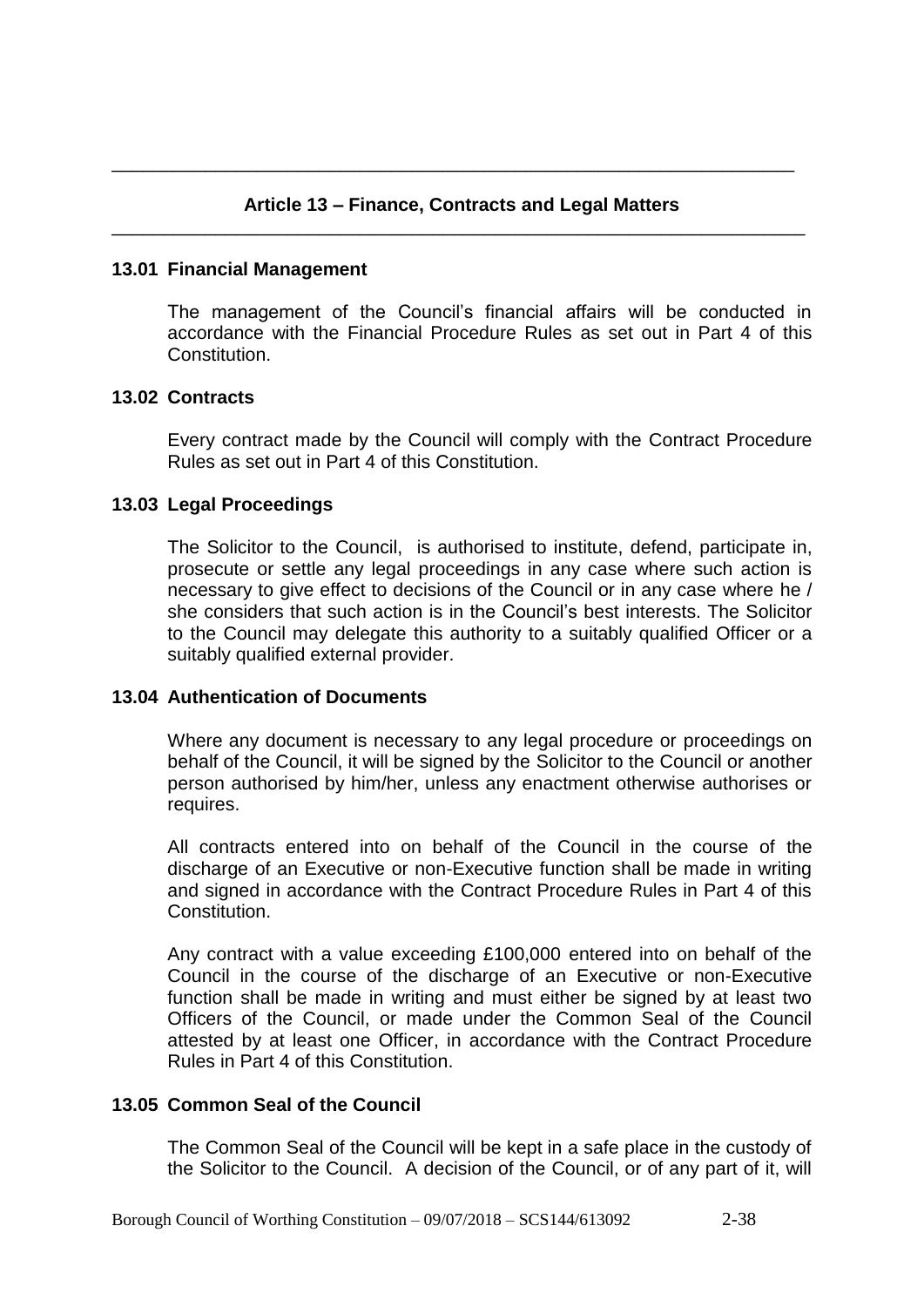## Article 13 – Finance, Contracts and Legal Matters

### 13.01 Financial Management

The management of the Council's financial affairs will be conducted in accordance with the Financial Procedure Rules as set out in Part 4 of this Constitution.

### 13.02 Contracts

Every contract made by the Council will comply with the Contract Procedure Rules as set out in Part 4 of this Constitution.

### 13.03 Legal Proceedings

The Solicitor to the Council, is authorised to institute, defend, participate in, prosecute or settle any legal proceedings in any case where such action is necessary to give effect to decisions of the Council or in any case where he / she considers that such action is in the Council's best interests. The Solicitor to the Council may delegate this authority to a suitably qualified Officer or a suitably qualified external provider.

### 13.04 Authentication of Documents

Where any document is necessary to any legal procedure or proceedings on behalf of the Council, it will be signed by the Solicitor to the Council or another person authorised by him/her, unless any enactment otherwise authorises or requires.

All contracts entered into on behalf of the Council in the course of the discharge of an Executive or non-Executive function shall be made in writing and signed in accordance with the Contract Procedure Rules in Part 4 of this Constitution.

Any contract with a value exceeding £100,000 entered into on behalf of the Council in the course of the discharge of an Executive or non-Executive function shall be made in writing and must either be signed by at least two Officers of the Council, or made under the Common Seal of the Council attested by at least one Officer, in accordance with the Contract Procedure Rules in Part 4 of this Constitution.

### 13.05 Common Seal of the Council

The Common Seal of the Council will be kept in a safe place in the custody of the Solicitor to the Council. A decision of the Council, or of any part of it, will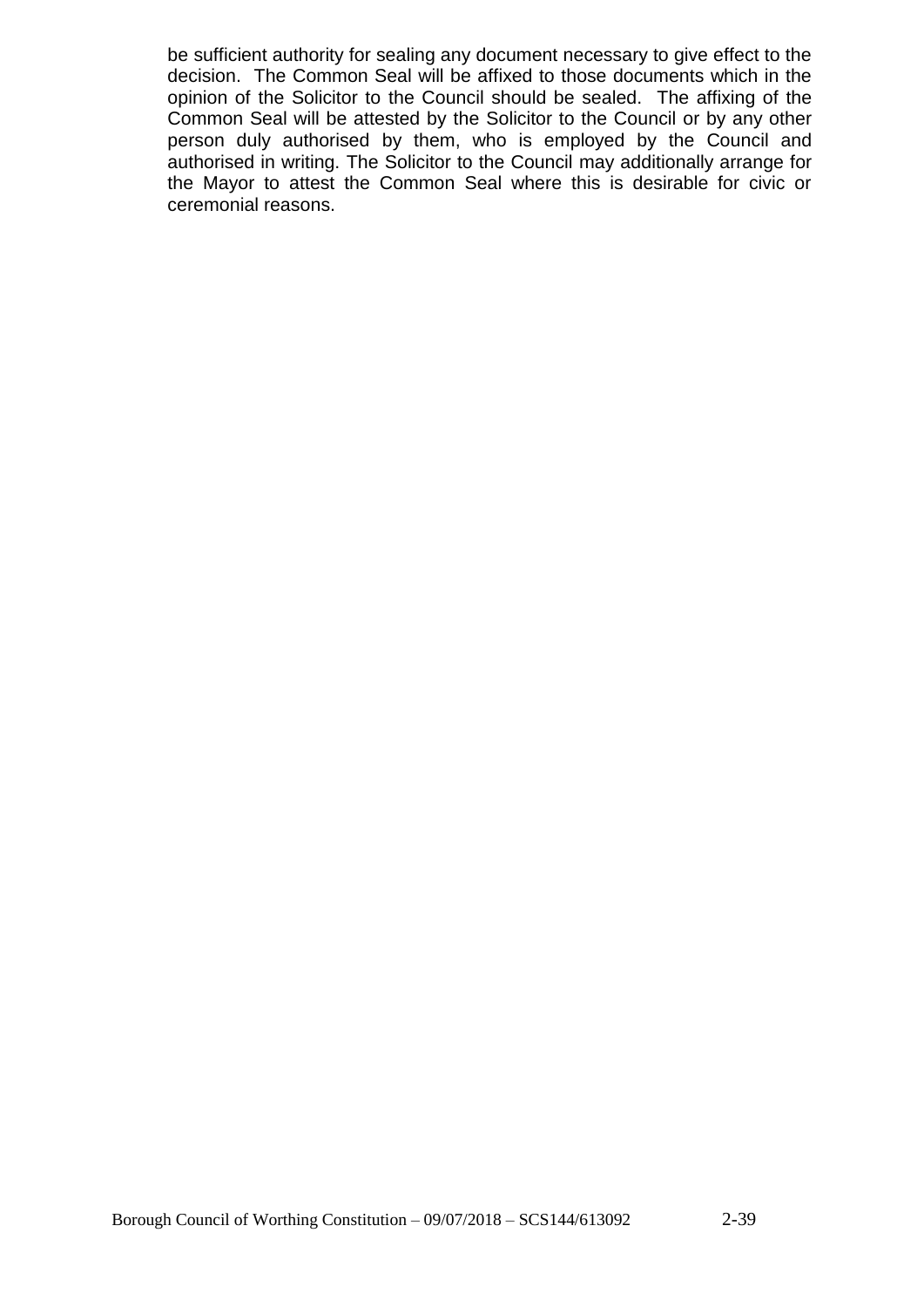be sufficient authority for sealing any document necessary to give effect to the decision. The Common Seal will be affixed to those documents which in the opinion of the Solicitor to the Council should be sealed. The affixing of the Common Seal will be attested by the Solicitor to the Council or by any other person duly authorised by them, who is employed by the Council and authorised in writing. The Solicitor to the Council may additionally arrange for the Mayor to attest the Common Seal where this is desirable for civic or ceremonial reasons.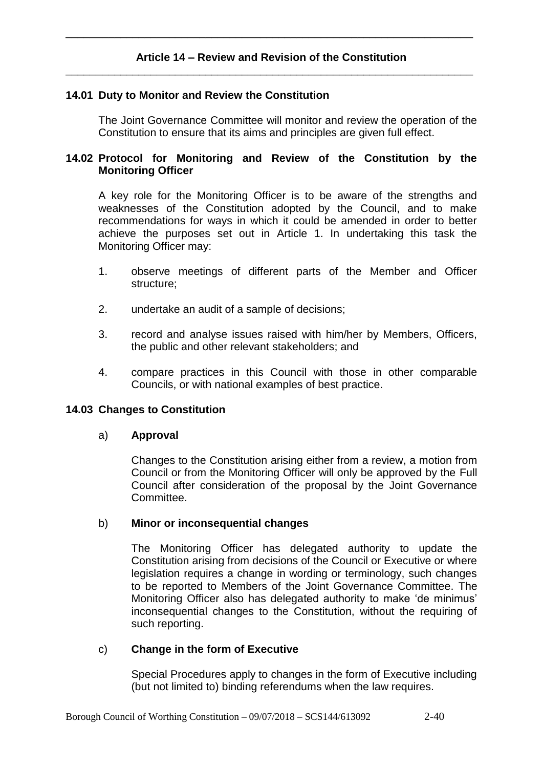## Article 14 – Review and Revision of the Constitution

### 14.01 Duty to Monitor and Review the Constitution

The Joint Governance Committee will monitor and review the operation of the Constitution to ensure that its aims and principles are given full effect.

### 14.02 Protocol for Monitoring and Review of the Constitution by the Monitoring Officer

A key role for the Monitoring Officer is to be aware of the strengths and weaknesses of the Constitution adopted by the Council, and to make recommendations for ways in which it could be amended in order to better achieve the purposes set out in Article 1. In undertaking this task the Monitoring Officer may:

1. observe meetings of different parts of the Member and Officer structure;
2. undertake an audit of a sample of decisions;
3. record and analyse issues raised with him/her by Members, Officers, the public and other relevant stakeholders; and
4. compare practices in this Council with those in other comparable Councils, or with national examples of best practice.

### 14.03 Changes to Constitution

a) **Approval**

Changes to the Constitution arising either from a review, a motion from Council or from the Monitoring Officer will only be approved by the Full Council after consideration of the proposal by the Joint Governance Committee.

b) **Minor or inconsequential changes**

The Monitoring Officer has delegated authority to update the Constitution arising from decisions of the Council or Executive or where legislation requires a change in wording or terminology, such changes to be reported to Members of the Joint Governance Committee. The Monitoring Officer also has delegated authority to make 'de minimus' inconsequential changes to the Constitution, without the requiring of such reporting.

c) **Change in the form of Executive**

Special Procedures apply to changes in the form of Executive including (but not limited to) binding referendums when the law requires.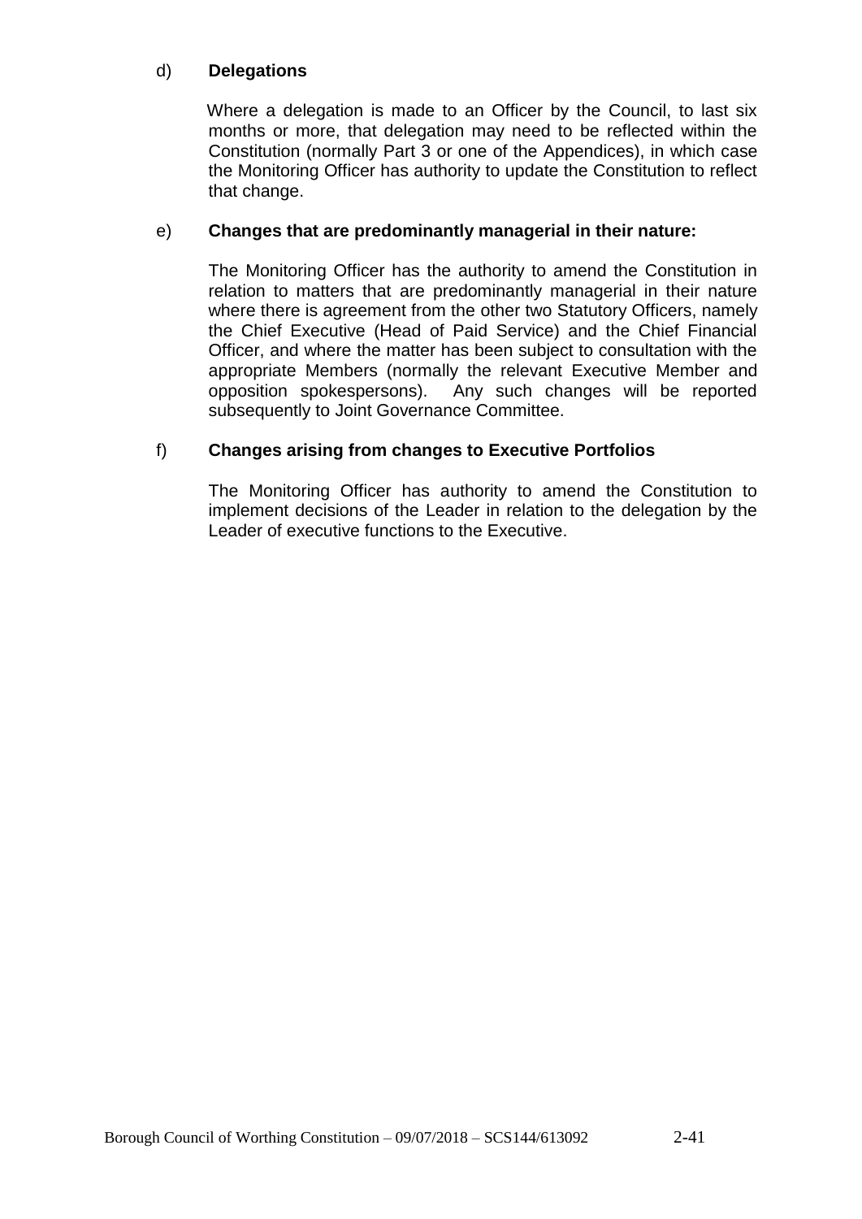d) **Delegations**

Where a delegation is made to an Officer by the Council, to last six months or more, that delegation may need to be reflected within the Constitution (normally Part 3 or one of the Appendices), in which case the Monitoring Officer has authority to update the Constitution to reflect that change.

e) **Changes that are predominantly managerial in their nature:**

The Monitoring Officer has the authority to amend the Constitution in relation to matters that are predominantly managerial in their nature where there is agreement from the other two Statutory Officers, namely the Chief Executive (Head of Paid Service) and the Chief Financial Officer, and where the matter has been subject to consultation with the appropriate Members (normally the relevant Executive Member and opposition spokespersons). Any such changes will be reported subsequently to Joint Governance Committee.

f) **Changes arising from changes to Executive Portfolios**

The Monitoring Officer has authority to amend the Constitution to implement decisions of the Leader in relation to the delegation by the Leader of executive functions to the Executive.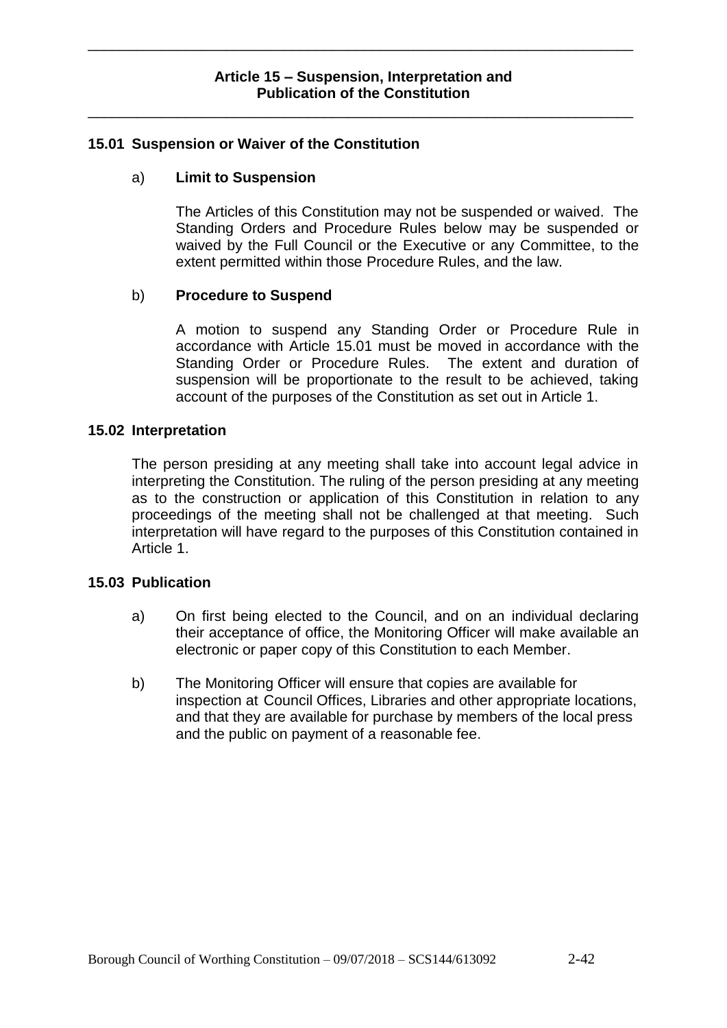# Article 15 – Suspension, Interpretation and Publication of the Constitution

## 15.01 Suspension or Waiver of the Constitution

### a) Limit to Suspension

The Articles of this Constitution may not be suspended or waived. The Standing Orders and Procedure Rules below may be suspended or waived by the Full Council or the Executive or any Committee, to the extent permitted within those Procedure Rules, and the law.

### b) Procedure to Suspend

A motion to suspend any Standing Order or Procedure Rule in accordance with Article 15.01 must be moved in accordance with the Standing Order or Procedure Rules. The extent and duration of suspension will be proportionate to the result to be achieved, taking account of the purposes of the Constitution as set out in Article 1.

## 15.02 Interpretation

The person presiding at any meeting shall take into account legal advice in interpreting the Constitution. The ruling of the person presiding at any meeting as to the construction or application of this Constitution in relation to any proceedings of the meeting shall not be challenged at that meeting. Such interpretation will have regard to the purposes of this Constitution contained in Article 1.

## 15.03 Publication

a) On first being elected to the Council, and on an individual declaring their acceptance of office, the Monitoring Officer will make available an electronic or paper copy of this Constitution to each Member.

b) The Monitoring Officer will ensure that copies are available for inspection at Council Offices, Libraries and other appropriate locations, and that they are available for purchase by members of the local press and the public on payment of a reasonable fee.